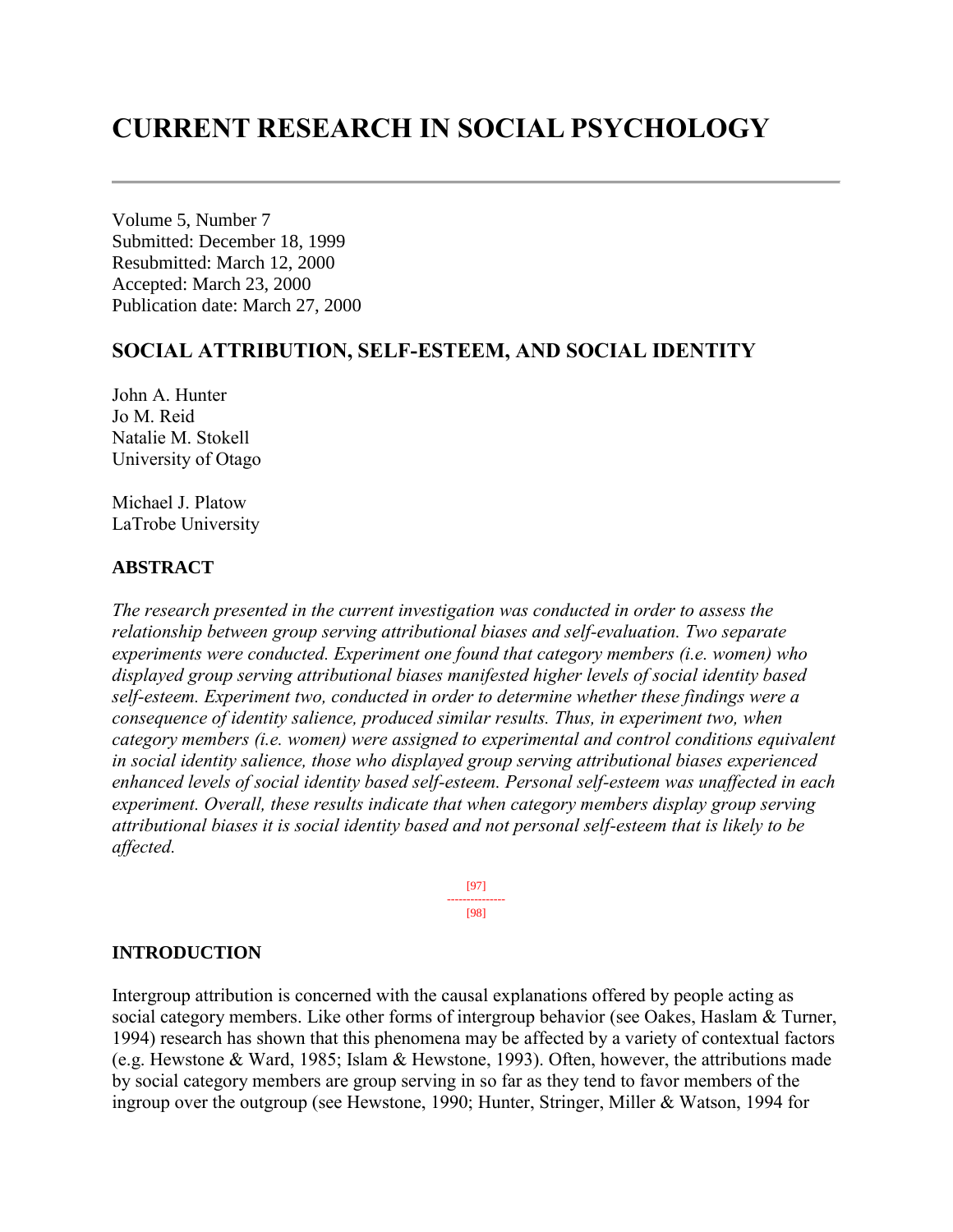# CURRENT RESEARCH IN SOCIAL PSYCHOLOGY

Volume 5, Number 7
Submitted: December 18, 1999
Resubmitted: March 12, 2000
Accepted: March 23, 2000
Publication date: March 27, 2000

## SOCIAL ATTRIBUTION, SELF-ESTEEM, AND SOCIAL IDENTITY

John A. Hunter
Jo M. Reid
Natalie M. Stokell
University of Otago

Michael J. Platow
LaTrobe University

### ABSTRACT

*The research presented in the current investigation was conducted in order to assess the relationship between group serving attributional biases and self-evaluation. Two separate experiments were conducted. Experiment one found that category members (i.e. women) who displayed group serving attributional biases manifested higher levels of social identity based self-esteem. Experiment two, conducted in order to determine whether these findings were a consequence of identity salience, produced similar results. Thus, in experiment two, when category members (i.e. women) were assigned to experimental and control conditions equivalent in social identity salience, those who displayed group serving attributional biases experienced enhanced levels of social identity based self-esteem. Personal self-esteem was unaffected in each experiment. Overall, these results indicate that when category members display group serving attributional biases it is social identity based and not personal self-esteem that is likely to be affected.*

### INTRODUCTION

Intergroup attribution is concerned with the causal explanations offered by people acting as social category members. Like other forms of intergroup behavior (see Oakes, Haslam & Turner, 1994) research has shown that this phenomena may be affected by a variety of contextual factors (e.g. Hewstone & Ward, 1985; Islam & Hewstone, 1993). Often, however, the attributions made by social category members are group serving in so far as they tend to favor members of the ingroup over the outgroup (see Hewstone, 1990; Hunter, Stringer, Miller & Watson, 1994 for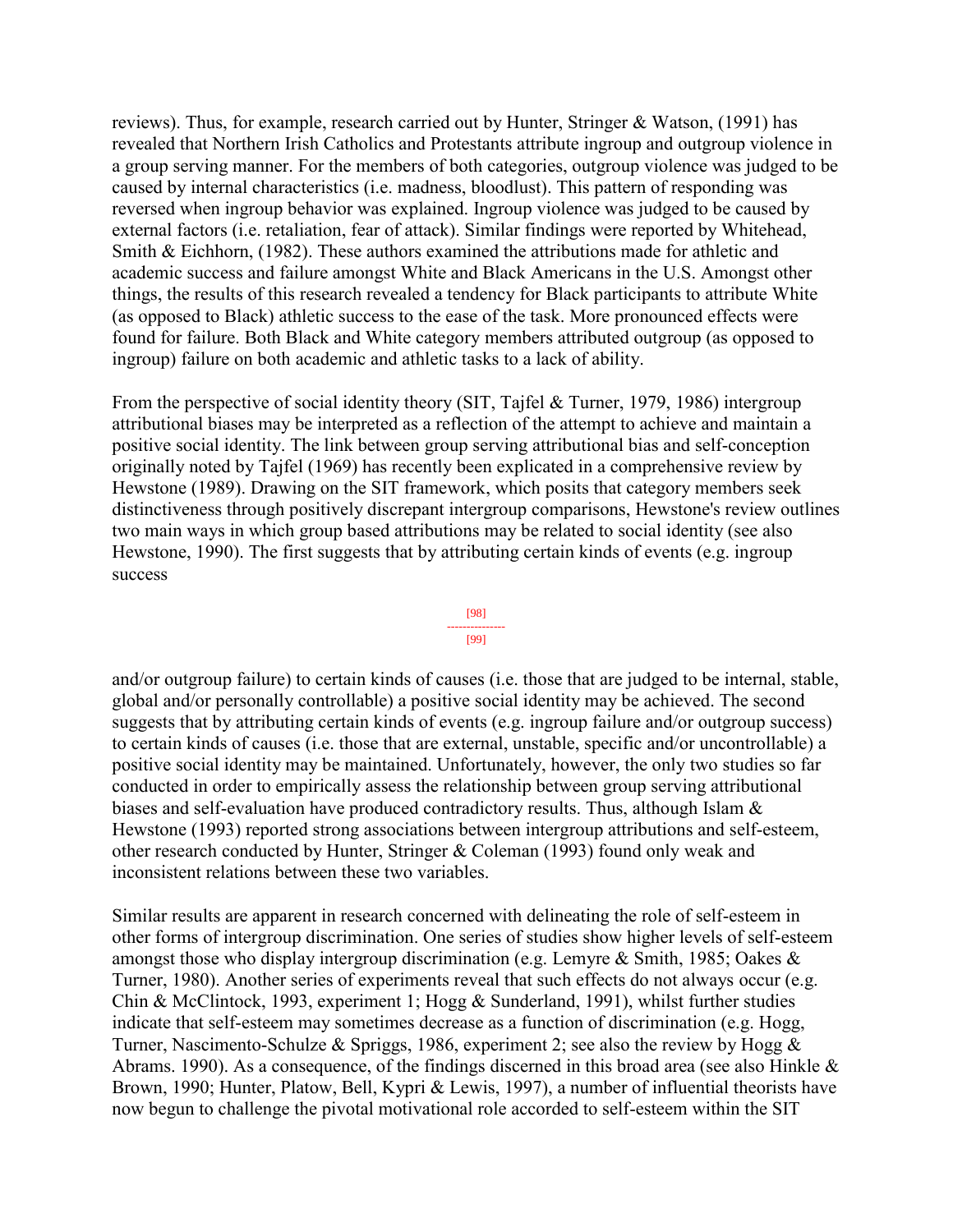reviews). Thus, for example, research carried out by Hunter, Stringer & Watson, (1991) has revealed that Northern Irish Catholics and Protestants attribute ingroup and outgroup violence in a group serving manner. For the members of both categories, outgroup violence was judged to be caused by internal characteristics (i.e. madness, bloodlust). This pattern of responding was reversed when ingroup behavior was explained. Ingroup violence was judged to be caused by external factors (i.e. retaliation, fear of attack). Similar findings were reported by Whitehead, Smith & Eichhorn, (1982). These authors examined the attributions made for athletic and academic success and failure amongst White and Black Americans in the U.S. Amongst other things, the results of this research revealed a tendency for Black participants to attribute White (as opposed to Black) athletic success to the ease of the task. More pronounced effects were found for failure. Both Black and White category members attributed outgroup (as opposed to ingroup) failure on both academic and athletic tasks to a lack of ability.

From the perspective of social identity theory (SIT, Tajfel & Turner, 1979, 1986) intergroup attributional biases may be interpreted as a reflection of the attempt to achieve and maintain a positive social identity. The link between group serving attributional bias and self-conception originally noted by Tajfel (1969) has recently been explicated in a comprehensive review by Hewstone (1989). Drawing on the SIT framework, which posits that category members seek distinctiveness through positively discrepant intergroup comparisons, Hewstone's review outlines two main ways in which group based attributions may be related to social identity (see also Hewstone, 1990). The first suggests that by attributing certain kinds of events (e.g. ingroup success and/or outgroup failure) to certain kinds of causes (i.e. those that are judged to be internal, stable, global and/or personally controllable) a positive social identity may be achieved. The second suggests that by attributing certain kinds of events (e.g. ingroup failure and/or outgroup success) to certain kinds of causes (i.e. those that are external, unstable, specific and/or uncontrollable) a positive social identity may be maintained. Unfortunately, however, the only two studies so far conducted in order to empirically assess the relationship between group serving attributional biases and self-evaluation have produced contradictory results. Thus, although Islam & Hewstone (1993) reported strong associations between intergroup attributions and self-esteem, other research conducted by Hunter, Stringer & Coleman (1993) found only weak and inconsistent relations between these two variables.

Similar results are apparent in research concerned with delineating the role of self-esteem in other forms of intergroup discrimination. One series of studies show higher levels of self-esteem amongst those who display intergroup discrimination (e.g. Lemyre & Smith, 1985; Oakes & Turner, 1980). Another series of experiments reveal that such effects do not always occur (e.g. Chin & McClintock, 1993, experiment 1; Hogg & Sunderland, 1991), whilst further studies indicate that self-esteem may sometimes decrease as a function of discrimination (e.g. Hogg, Turner, Nascimento-Schulze & Spriggs, 1986, experiment 2; see also the review by Hogg & Abrams. 1990). As a consequence, of the findings discerned in this broad area (see also Hinkle & Brown, 1990; Hunter, Platow, Bell, Kypri & Lewis, 1997), a number of influential theorists have now begun to challenge the pivotal motivational role accorded to self-esteem within the SIT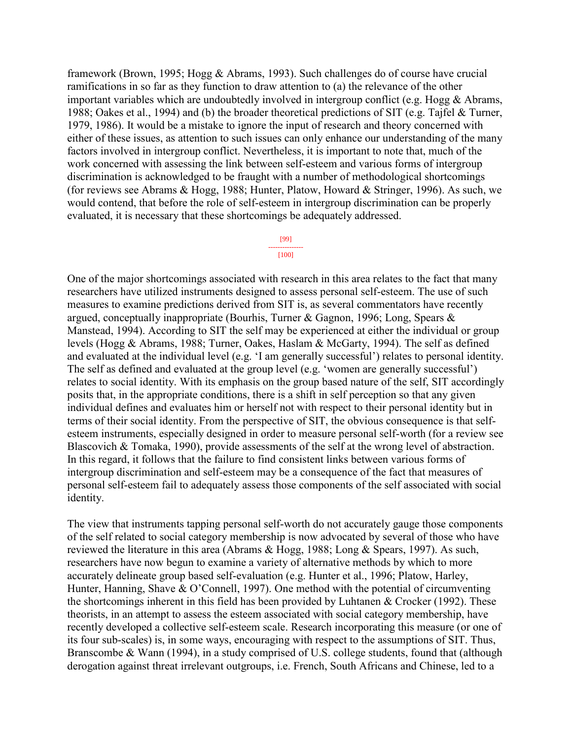framework (Brown, 1995; Hogg & Abrams, 1993). Such challenges do of course have crucial ramifications in so far as they function to draw attention to (a) the relevance of the other important variables which are undoubtedly involved in intergroup conflict (e.g. Hogg & Abrams, 1988; Oakes et al., 1994) and (b) the broader theoretical predictions of SIT (e.g. Tajfel & Turner, 1979, 1986). It would be a mistake to ignore the input of research and theory concerned with either of these issues, as attention to such issues can only enhance our understanding of the many factors involved in intergroup conflict. Nevertheless, it is important to note that, much of the work concerned with assessing the link between self-esteem and various forms of intergroup discrimination is acknowledged to be fraught with a number of methodological shortcomings (for reviews see Abrams & Hogg, 1988; Hunter, Platow, Howard & Stringer, 1996). As such, we would contend, that before the role of self-esteem in intergroup discrimination can be properly evaluated, it is necessary that these shortcomings be adequately addressed.

One of the major shortcomings associated with research in this area relates to the fact that many researchers have utilized instruments designed to assess personal self-esteem. The use of such measures to examine predictions derived from SIT is, as several commentators have recently argued, conceptually inappropriate (Bourhis, Turner & Gagnon, 1996; Long, Spears & Manstead, 1994). According to SIT the self may be experienced at either the individual or group levels (Hogg & Abrams, 1988; Turner, Oakes, Haslam & McGarty, 1994). The self as defined and evaluated at the individual level (e.g. 'I am generally successful') relates to personal identity. The self as defined and evaluated at the group level (e.g. 'women are generally successful') relates to social identity. With its emphasis on the group based nature of the self, SIT accordingly posits that, in the appropriate conditions, there is a shift in self perception so that any given individual defines and evaluates him or herself not with respect to their personal identity but in terms of their social identity. From the perspective of SIT, the obvious consequence is that self-esteem instruments, especially designed in order to measure personal self-worth (for a review see Blascovich & Tomaka, 1990), provide assessments of the self at the wrong level of abstraction. In this regard, it follows that the failure to find consistent links between various forms of intergroup discrimination and self-esteem may be a consequence of the fact that measures of personal self-esteem fail to adequately assess those components of the self associated with social identity.

The view that instruments tapping personal self-worth do not accurately gauge those components of the self related to social category membership is now advocated by several of those who have reviewed the literature in this area (Abrams & Hogg, 1988; Long & Spears, 1997). As such, researchers have now begun to examine a variety of alternative methods by which to more accurately delineate group based self-evaluation (e.g. Hunter et al., 1996; Platow, Harley, Hunter, Hanning, Shave & O'Connell, 1997). One method with the potential of circumventing the shortcomings inherent in this field has been provided by Luhtanen & Crocker (1992). These theorists, in an attempt to assess the esteem associated with social category membership, have recently developed a collective self-esteem scale. Research incorporating this measure (or one of its four sub-scales) is, in some ways, encouraging with respect to the assumptions of SIT. Thus, Branscombe & Wann (1994), in a study comprised of U.S. college students, found that (although derogation against threat irrelevant outgroups, i.e. French, South Africans and Chinese, led to a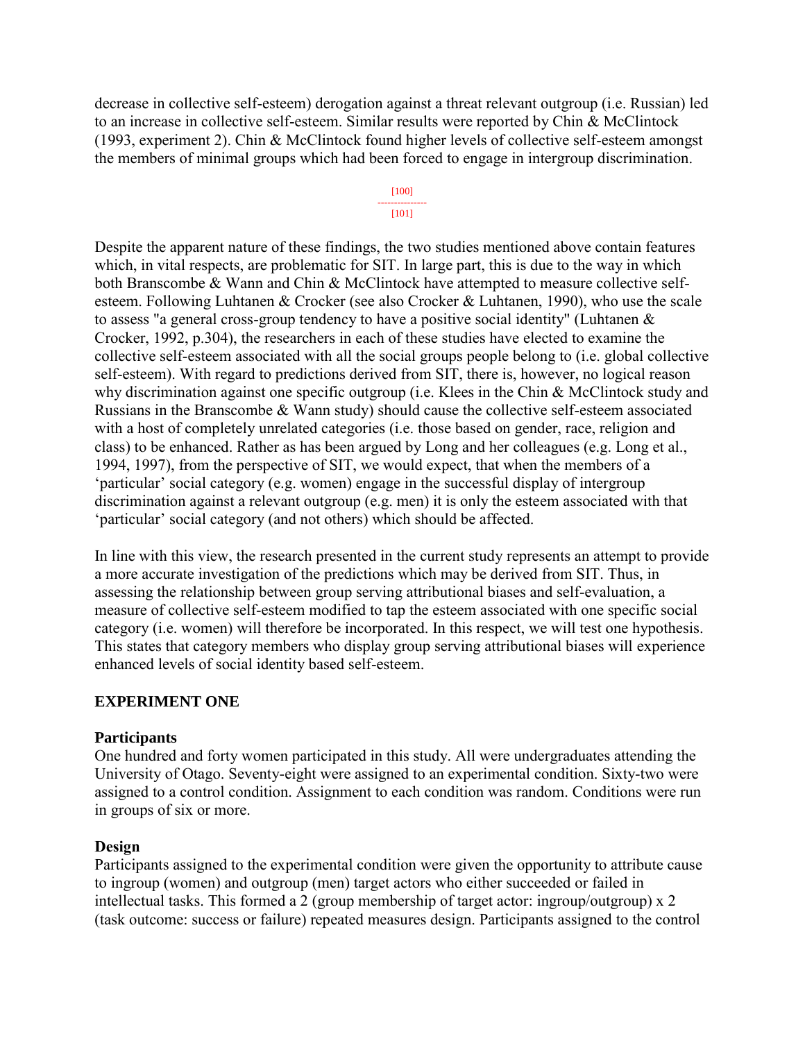decrease in collective self-esteem) derogation against a threat relevant outgroup (i.e. Russian) led to an increase in collective self-esteem. Similar results were reported by Chin & McClintock (1993, experiment 2). Chin & McClintock found higher levels of collective self-esteem amongst the members of minimal groups which had been forced to engage in intergroup discrimination.

Despite the apparent nature of these findings, the two studies mentioned above contain features which, in vital respects, are problematic for SIT. In large part, this is due to the way in which both Branscombe & Wann and Chin & McClintock have attempted to measure collective self-esteem. Following Luhtanen & Crocker (see also Crocker & Luhtanen, 1990), who use the scale to assess "a general cross-group tendency to have a positive social identity" (Luhtanen & Crocker, 1992, p.304), the researchers in each of these studies have elected to examine the collective self-esteem associated with all the social groups people belong to (i.e. global collective self-esteem). With regard to predictions derived from SIT, there is, however, no logical reason why discrimination against one specific outgroup (i.e. Klees in the Chin & McClintock study and Russians in the Branscombe & Wann study) should cause the collective self-esteem associated with a host of completely unrelated categories (i.e. those based on gender, race, religion and class) to be enhanced. Rather as has been argued by Long and her colleagues (e.g. Long et al., 1994, 1997), from the perspective of SIT, we would expect, that when the members of a 'particular' social category (e.g. women) engage in the successful display of intergroup discrimination against a relevant outgroup (e.g. men) it is only the esteem associated with that 'particular' social category (and not others) which should be affected.

In line with this view, the research presented in the current study represents an attempt to provide a more accurate investigation of the predictions which may be derived from SIT. Thus, in assessing the relationship between group serving attributional biases and self-evaluation, a measure of collective self-esteem modified to tap the esteem associated with one specific social category (i.e. women) will therefore be incorporated. In this respect, we will test one hypothesis. This states that category members who display group serving attributional biases will experience enhanced levels of social identity based self-esteem.

## EXPERIMENT ONE

### Participants

One hundred and forty women participated in this study. All were undergraduates attending the University of Otago. Seventy-eight were assigned to an experimental condition. Sixty-two were assigned to a control condition. Assignment to each condition was random. Conditions were run in groups of six or more.

### Design

Participants assigned to the experimental condition were given the opportunity to attribute cause to ingroup (women) and outgroup (men) target actors who either succeeded or failed in intellectual tasks. This formed a 2 (group membership of target actor: ingroup/outgroup) x 2 (task outcome: success or failure) repeated measures design. Participants assigned to the control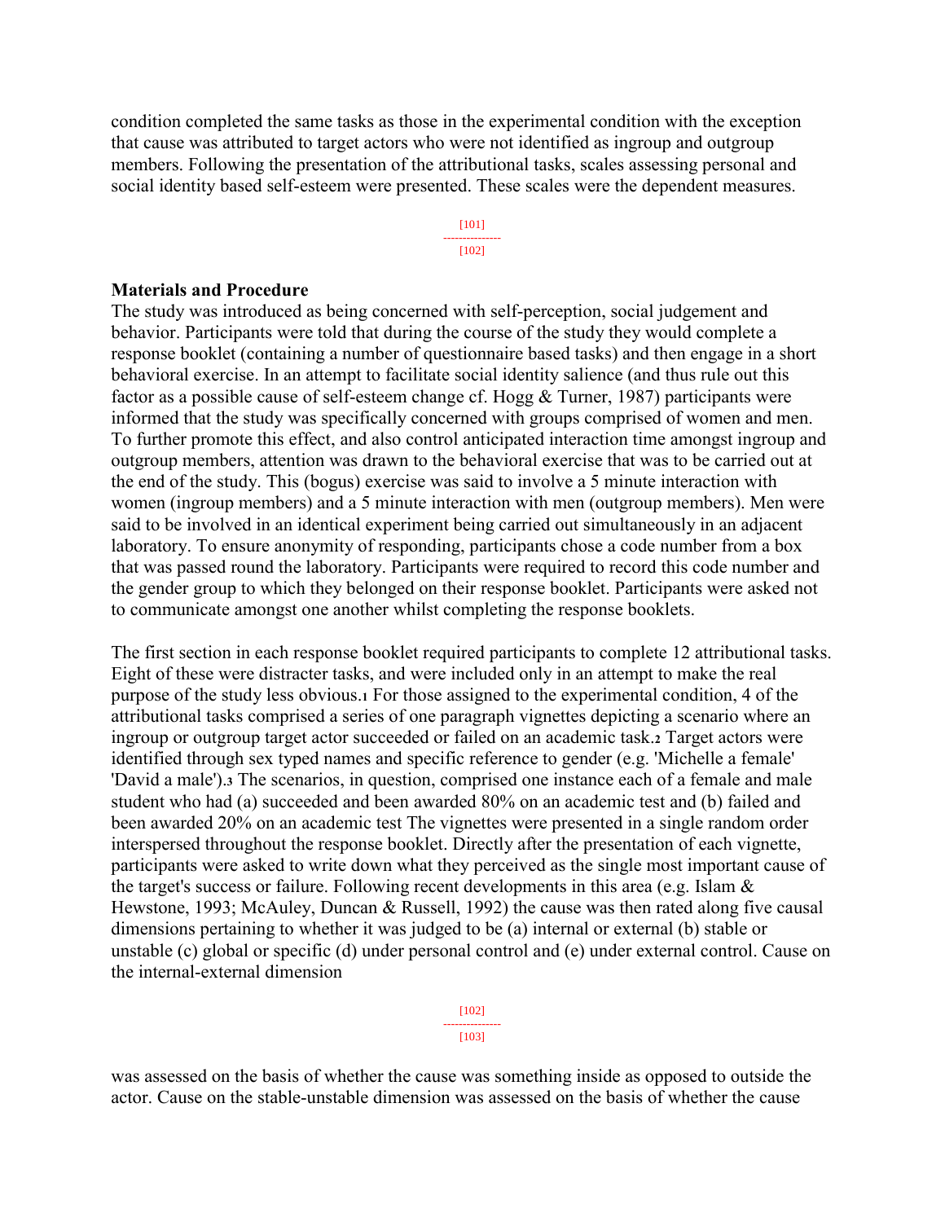condition completed the same tasks as those in the experimental condition with the exception that cause was attributed to target actors who were not identified as ingroup and outgroup members. Following the presentation of the attributional tasks, scales assessing personal and social identity based self-esteem were presented. These scales were the dependent measures.

**Materials and Procedure**

The study was introduced as being concerned with self-perception, social judgement and behavior. Participants were told that during the course of the study they would complete a response booklet (containing a number of questionnaire based tasks) and then engage in a short behavioral exercise. In an attempt to facilitate social identity salience (and thus rule out this factor as a possible cause of self-esteem change cf. Hogg & Turner, 1987) participants were informed that the study was specifically concerned with groups comprised of women and men. To further promote this effect, and also control anticipated interaction time amongst ingroup and outgroup members, attention was drawn to the behavioral exercise that was to be carried out at the end of the study. This (bogus) exercise was said to involve a 5 minute interaction with women (ingroup members) and a 5 minute interaction with men (outgroup members). Men were said to be involved in an identical experiment being carried out simultaneously in an adjacent laboratory. To ensure anonymity of responding, participants chose a code number from a box that was passed round the laboratory. Participants were required to record this code number and the gender group to which they belonged on their response booklet. Participants were asked not to communicate amongst one another whilst completing the response booklets.

The first section in each response booklet required participants to complete 12 attributional tasks. Eight of these were distracter tasks, and were included only in an attempt to make the real purpose of the study less obvious.[1] For those assigned to the experimental condition, 4 of the attributional tasks comprised a series of one paragraph vignettes depicting a scenario where an ingroup or outgroup target actor succeeded or failed on an academic task.[2] Target actors were identified through sex typed names and specific reference to gender (e.g. 'Michelle a female' 'David a male').[3] The scenarios, in question, comprised one instance each of a female and male student who had (a) succeeded and been awarded 80% on an academic test and (b) failed and been awarded 20% on an academic test The vignettes were presented in a single random order interspersed throughout the response booklet. Directly after the presentation of each vignette, participants were asked to write down what they perceived as the single most important cause of the target's success or failure. Following recent developments in this area (e.g. Islam & Hewstone, 1993; McAuley, Duncan & Russell, 1992) the cause was then rated along five causal dimensions pertaining to whether it was judged to be (a) internal or external (b) stable or unstable (c) global or specific (d) under personal control and (e) under external control. Cause on the internal-external dimension was assessed on the basis of whether the cause was something inside as opposed to outside the actor. Cause on the stable-unstable dimension was assessed on the basis of whether the cause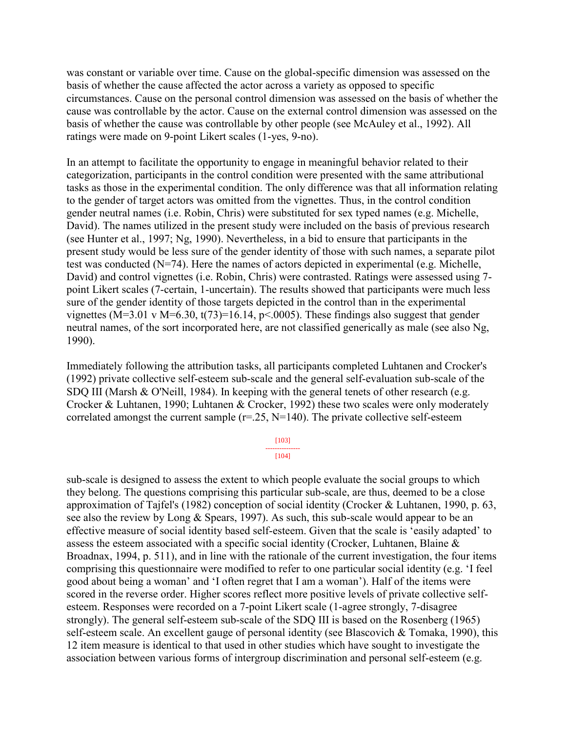was constant or variable over time. Cause on the global-specific dimension was assessed on the basis of whether the cause affected the actor across a variety as opposed to specific circumstances. Cause on the personal control dimension was assessed on the basis of whether the cause was controllable by the actor. Cause on the external control dimension was assessed on the basis of whether the cause was controllable by other people (see McAuley et al., 1992). All ratings were made on 9-point Likert scales (1-yes, 9-no).

In an attempt to facilitate the opportunity to engage in meaningful behavior related to their categorization, participants in the control condition were presented with the same attributional tasks as those in the experimental condition. The only difference was that all information relating to the gender of target actors was omitted from the vignettes. Thus, in the control condition gender neutral names (i.e. Robin, Chris) were substituted for sex typed names (e.g. Michelle, David). The names utilized in the present study were included on the basis of previous research (see Hunter et al., 1997; Ng, 1990). Nevertheless, in a bid to ensure that participants in the present study would be less sure of the gender identity of those with such names, a separate pilot test was conducted (N=74). Here the names of actors depicted in experimental (e.g. Michelle, David) and control vignettes (i.e. Robin, Chris) were contrasted. Ratings were assessed using 7-point Likert scales (7-certain, 1-uncertain). The results showed that participants were much less sure of the gender identity of those targets depicted in the control than in the experimental vignettes ($M=3.01$ v $M=6.30$, $t(73)=16.14$, $p<.0005$). These findings also suggest that gender neutral names, of the sort incorporated here, are not classified generically as male (see also Ng, 1990).

Immediately following the attribution tasks, all participants completed Luhtanen and Crocker's (1992) private collective self-esteem sub-scale and the general self-evaluation sub-scale of the SDQ III (Marsh & O'Neill, 1984). In keeping with the general tenets of other research (e.g. Crocker & Luhtanen, 1990; Luhtanen & Crocker, 1992) these two scales were only moderately correlated amongst the current sample ($r=.25$, $N=140$). The private collective self-esteem sub-scale is designed to assess the extent to which people evaluate the social groups to which they belong. The questions comprising this particular sub-scale, are thus, deemed to be a close approximation of Tajfel's (1982) conception of social identity (Crocker & Luhtanen, 1990, p. 63, see also the review by Long & Spears, 1997). As such, this sub-scale would appear to be an effective measure of social identity based self-esteem. Given that the scale is 'easily adapted' to assess the esteem associated with a specific social identity (Crocker, Luhtanen, Blaine & Broadnax, 1994, p. 511), and in line with the rationale of the current investigation, the four items comprising this questionnaire were modified to refer to one particular social identity (e.g. 'I feel good about being a woman' and 'I often regret that I am a woman'). Half of the items were scored in the reverse order. Higher scores reflect more positive levels of private collective self-esteem. Responses were recorded on a 7-point Likert scale (1-agree strongly, 7-disagree strongly). The general self-esteem sub-scale of the SDQ III is based on the Rosenberg (1965) self-esteem scale. An excellent gauge of personal identity (see Blascovich & Tomaka, 1990), this 12 item measure is identical to that used in other studies which have sought to investigate the association between various forms of intergroup discrimination and personal self-esteem (e.g.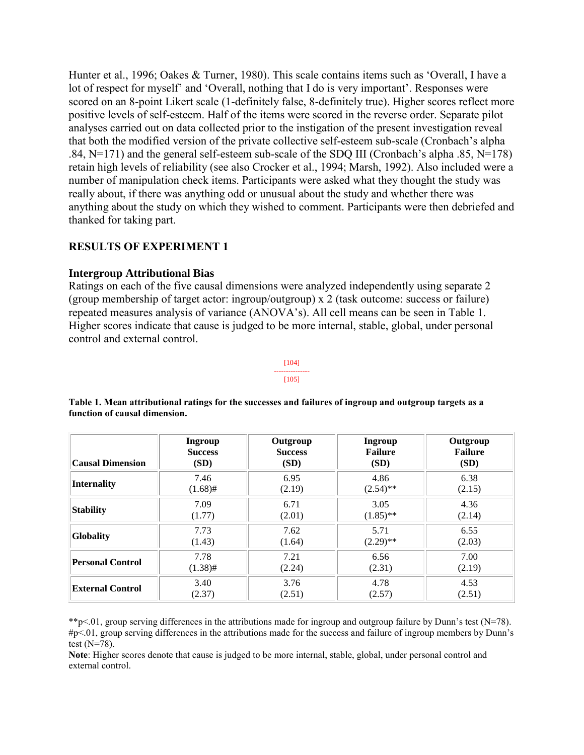Hunter et al., 1996; Oakes & Turner, 1980). This scale contains items such as 'Overall, I have a lot of respect for myself' and 'Overall, nothing that I do is very important'. Responses were scored on an 8-point Likert scale (1-definitely false, 8-definitely true). Higher scores reflect more positive levels of self-esteem. Half of the items were scored in the reverse order. Separate pilot analyses carried out on data collected prior to the instigation of the present investigation reveal that both the modified version of the private collective self-esteem sub-scale (Cronbach's alpha .84, N=171) and the general self-esteem sub-scale of the SDQ III (Cronbach's alpha .85, N=178) retain high levels of reliability (see also Crocker et al., 1994; Marsh, 1992). Also included were a number of manipulation check items. Participants were asked what they thought the study was really about, if there was anything odd or unusual about the study and whether there was anything about the study on which they wished to comment. Participants were then debriefed and thanked for taking part.

## RESULTS OF EXPERIMENT 1

### Intergroup Attributional Bias

Ratings on each of the five causal dimensions were analyzed independently using separate 2 (group membership of target actor: ingroup/outgroup) x 2 (task outcome: success or failure) repeated measures analysis of variance (ANOVA's). All cell means can be seen in Table 1. Higher scores indicate that cause is judged to be more internal, stable, global, under personal control and external control.

[104]
---------------
[105]

**Table 1. Mean attributional ratings for the successes and failures of ingroup and outgroup targets as a function of causal dimension.**

| Causal Dimension | Ingroup Success (SD) | Outgroup Success (SD) | Ingroup Failure (SD) | Outgroup Failure (SD) |
|---|---|---|---|---|
| **Internality** | 7.46 (1.68)# | 6.95 (2.19) | 4.86 (2.54)** | 6.38 (2.15) |
| **Stability** | 7.09 (1.77) | 6.71 (2.01) | 3.05 (1.85)** | 4.36 (2.14) |
| **Globality** | 7.73 (1.43) | 7.62 (1.64) | 5.71 (2.29)** | 6.55 (2.03) |
| **Personal Control** | 7.78 (1.38)# | 7.21 (2.24) | 6.56 (2.31) | 7.00 (2.19) |
| **External Control** | 3.40 (2.37) | 3.76 (2.51) | 4.78 (2.57) | 4.53 (2.51) |

**p<.01, group serving differences in the attributions made for ingroup and outgroup failure by Dunn's test (N=78).
#p<.01, group serving differences in the attributions made for the success and failure of ingroup members by Dunn's test (N=78).
**Note**: Higher scores denote that cause is judged to be more internal, stable, global, under personal control and external control.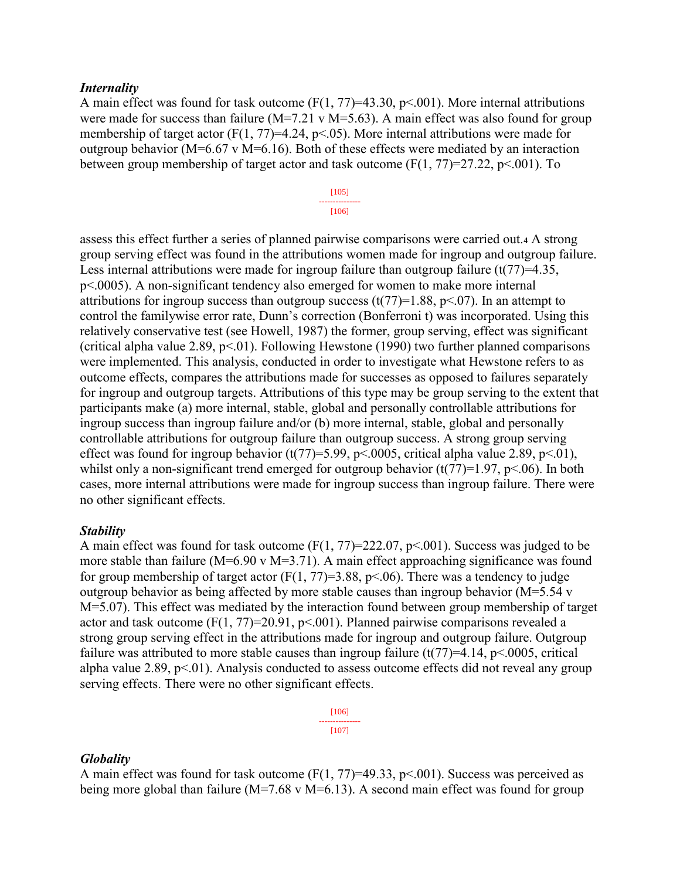### *Internality*

A main effect was found for task outcome ($F(1, 77)=43.30$, $p<.001$). More internal attributions were made for success than failure ($M=7.21$ v $M=5.63$). A main effect was also found for group membership of target actor ($F(1, 77)=4.24$, $p<.05$). More internal attributions were made for outgroup behavior ($M=6.67$ v $M=6.16$). Both of these effects were mediated by an interaction between group membership of target actor and task outcome ($F(1, 77)=27.22$, $p<.001$). To assess this effect further a series of planned pairwise comparisons were carried out.[4] A strong group serving effect was found in the attributions women made for ingroup and outgroup failure. Less internal attributions were made for ingroup failure than outgroup failure ($t(77)=4.35$, $p<.0005$). A non-significant tendency also emerged for women to make more internal attributions for ingroup success than outgroup success ($t(77)=1.88$, $p<.07$). In an attempt to control the familywise error rate, Dunn's correction (Bonferroni t) was incorporated. Using this relatively conservative test (see Howell, 1987) the former, group serving, effect was significant (critical alpha value 2.89, $p<.01$). Following Hewstone (1990) two further planned comparisons were implemented. This analysis, conducted in order to investigate what Hewstone refers to as outcome effects, compares the attributions made for successes as opposed to failures separately for ingroup and outgroup targets. Attributions of this type may be group serving to the extent that participants make (a) more internal, stable, global and personally controllable attributions for ingroup success than ingroup failure and/or (b) more internal, stable, global and personally controllable attributions for outgroup failure than outgroup success. A strong group serving effect was found for ingroup behavior ($t(77)=5.99$, $p<.0005$, critical alpha value 2.89, $p<.01$), whilst only a non-significant trend emerged for outgroup behavior ($t(77)=1.97$, $p<.06$). In both cases, more internal attributions were made for ingroup success than ingroup failure. There were no other significant effects.

### *Stability*

A main effect was found for task outcome ($F(1, 77)=222.07$, $p<.001$). Success was judged to be more stable than failure ($M=6.90$ v $M=3.71$). A main effect approaching significance was found for group membership of target actor ($F(1, 77)=3.88$, $p<.06$). There was a tendency to judge outgroup behavior as being affected by more stable causes than ingroup behavior ($M=5.54$ v $M=5.07$). This effect was mediated by the interaction found between group membership of target actor and task outcome ($F(1, 77)=20.91$, $p<.001$). Planned pairwise comparisons revealed a strong group serving effect in the attributions made for ingroup and outgroup failure. Outgroup failure was attributed to more stable causes than ingroup failure ($t(77)=4.14$, $p<.0005$, critical alpha value 2.89, $p<.01$). Analysis conducted to assess outcome effects did not reveal any group serving effects. There were no other significant effects.

### *Globality*

A main effect was found for task outcome ($F(1, 77)=49.33$, $p<.001$). Success was perceived as being more global than failure ($M=7.68$ v $M=6.13$). A second main effect was found for group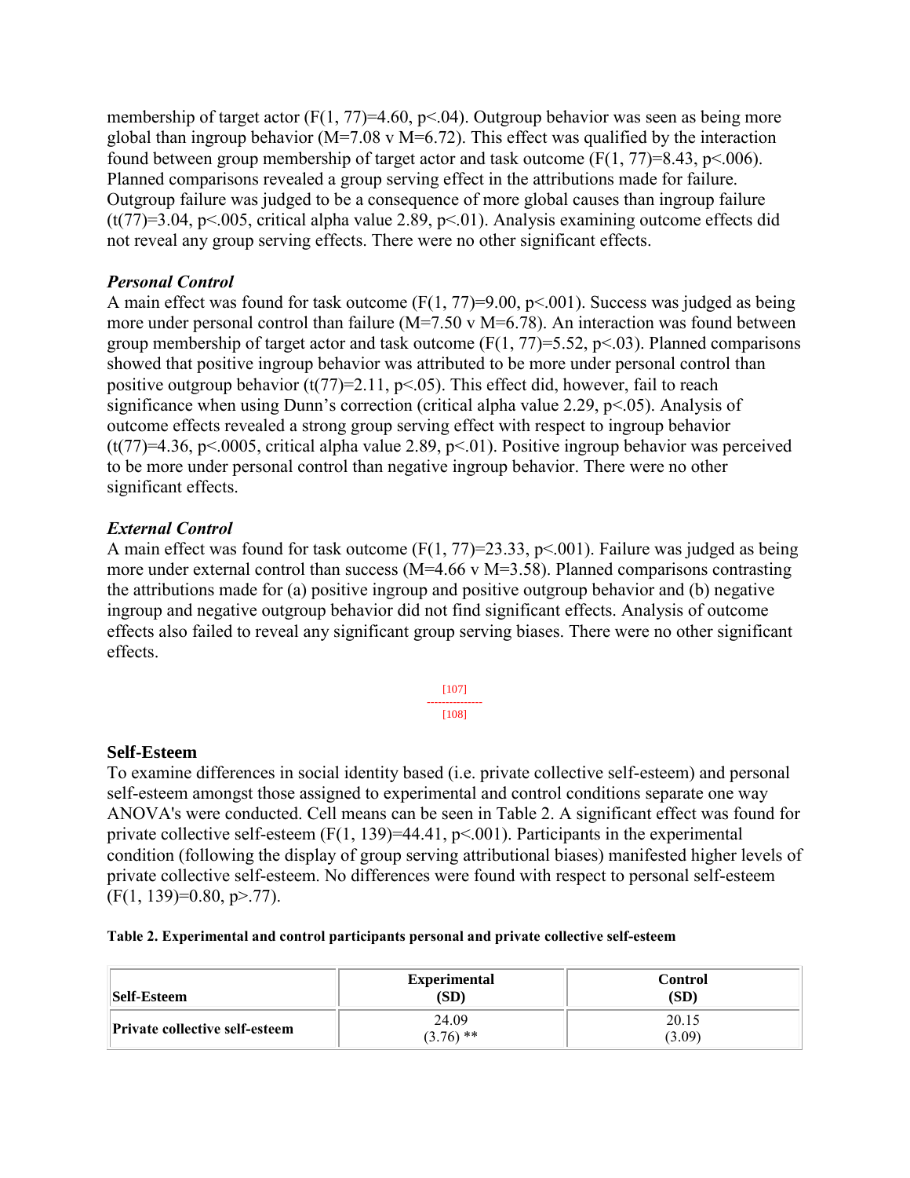membership of target actor ($F(1, 77)=4.60$, $p<.04$). Outgroup behavior was seen as being more global than ingroup behavior ($M=7.08$ v $M=6.72$). This effect was qualified by the interaction found between group membership of target actor and task outcome ($F(1, 77)=8.43$, $p<.006$). Planned comparisons revealed a group serving effect in the attributions made for failure. Outgroup failure was judged to be a consequence of more global causes than ingroup failure ($t(77)=3.04$, $p<.005$, critical alpha value 2.89, $p<.01$). Analysis examining outcome effects did not reveal any group serving effects. There were no other significant effects.

### *Personal Control*

A main effect was found for task outcome ($F(1, 77)=9.00$, $p<.001$). Success was judged as being more under personal control than failure ($M=7.50$ v $M=6.78$). An interaction was found between group membership of target actor and task outcome ($F(1, 77)=5.52$, $p<.03$). Planned comparisons showed that positive ingroup behavior was attributed to be more under personal control than positive outgroup behavior ($t(77)=2.11$, $p<.05$). This effect did, however, fail to reach significance when using Dunn's correction (critical alpha value 2.29, $p<.05$). Analysis of outcome effects revealed a strong group serving effect with respect to ingroup behavior ($t(77)=4.36$, $p<.0005$, critical alpha value 2.89, $p<.01$). Positive ingroup behavior was perceived to be more under personal control than negative ingroup behavior. There were no other significant effects.

### *External Control*

A main effect was found for task outcome ($F(1, 77)=23.33$, $p<.001$). Failure was judged as being more under external control than success ($M=4.66$ v $M=3.58$). Planned comparisons contrasting the attributions made for (a) positive ingroup and positive outgroup behavior and (b) negative ingroup and negative outgroup behavior did not find significant effects. Analysis of outcome effects also failed to reveal any significant group serving biases. There were no other significant effects.

[107]
---------------
[108]

## Self-Esteem

To examine differences in social identity based (i.e. private collective self-esteem) and personal self-esteem amongst those assigned to experimental and control conditions separate one way ANOVA's were conducted. Cell means can be seen in Table 2. A significant effect was found for private collective self-esteem ($F(1, 139)=44.41$, $p<.001$). Participants in the experimental condition (following the display of group serving attributional biases) manifested higher levels of private collective self-esteem. No differences were found with respect to personal self-esteem ($F(1, 139)=0.80$, $p>.77$).

**Table 2. Experimental and control participants personal and private collective self-esteem**

| Self-Esteem | Experimental (SD) | Control (SD) |
|---|---|---|
| Private collective self-esteem | 24.09 (3.76) ** | 20.15 (3.09) |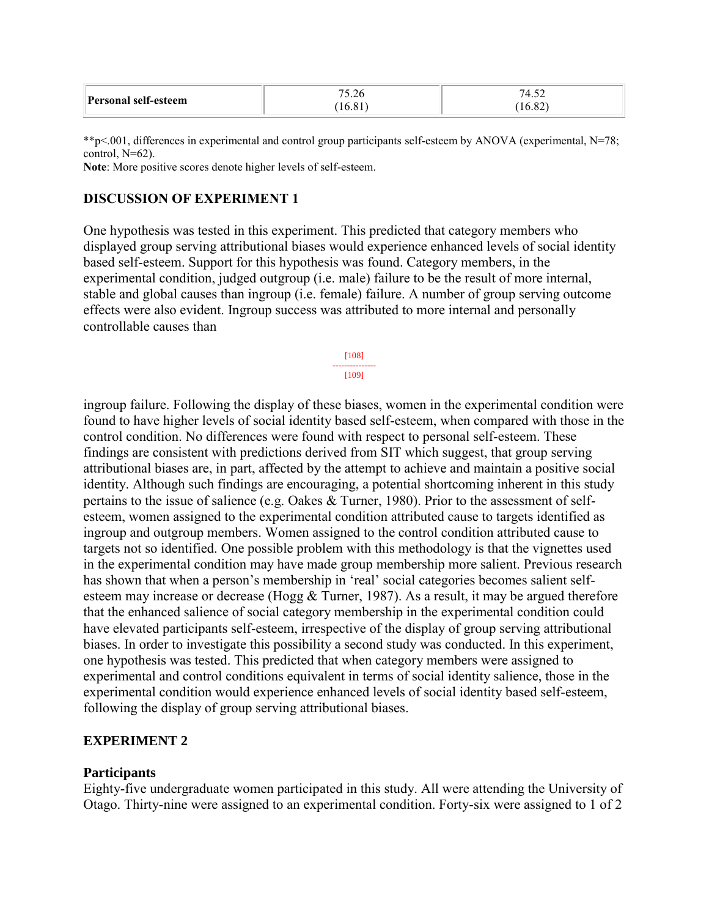| Personal self-esteem | 75.26 (16.81) | 74.52 (16.82) |
|---|---|---|

**p<.001, differences in experimental and control group participants self-esteem by ANOVA (experimental, N=78; control, N=62).
**Note**: More positive scores denote higher levels of self-esteem.

### DISCUSSION OF EXPERIMENT 1

One hypothesis was tested in this experiment. This predicted that category members who displayed group serving attributional biases would experience enhanced levels of social identity based self-esteem. Support for this hypothesis was found. Category members, in the experimental condition, judged outgroup (i.e. male) failure to be the result of more internal, stable and global causes than ingroup (i.e. female) failure. A number of group serving outcome effects were also evident. Ingroup success was attributed to more internal and personally controllable causes than

[108]
---------------
[109]

ingroup failure. Following the display of these biases, women in the experimental condition were found to have higher levels of social identity based self-esteem, when compared with those in the control condition. No differences were found with respect to personal self-esteem. These findings are consistent with predictions derived from SIT which suggest, that group serving attributional biases are, in part, affected by the attempt to achieve and maintain a positive social identity. Although such findings are encouraging, a potential shortcoming inherent in this study pertains to the issue of salience (e.g. Oakes & Turner, 1980). Prior to the assessment of self-esteem, women assigned to the experimental condition attributed cause to targets identified as ingroup and outgroup members. Women assigned to the control condition attributed cause to targets not so identified. One possible problem with this methodology is that the vignettes used in the experimental condition may have made group membership more salient. Previous research has shown that when a person's membership in 'real' social categories becomes salient self-esteem may increase or decrease (Hogg & Turner, 1987). As a result, it may be argued therefore that the enhanced salience of social category membership in the experimental condition could have elevated participants self-esteem, irrespective of the display of group serving attributional biases. In order to investigate this possibility a second study was conducted. In this experiment, one hypothesis was tested. This predicted that when category members were assigned to experimental and control conditions equivalent in terms of social identity salience, those in the experimental condition would experience enhanced levels of social identity based self-esteem, following the display of group serving attributional biases.

### EXPERIMENT 2

#### Participants

Eighty-five undergraduate women participated in this study. All were attending the University of Otago. Thirty-nine were assigned to an experimental condition. Forty-six were assigned to 1 of 2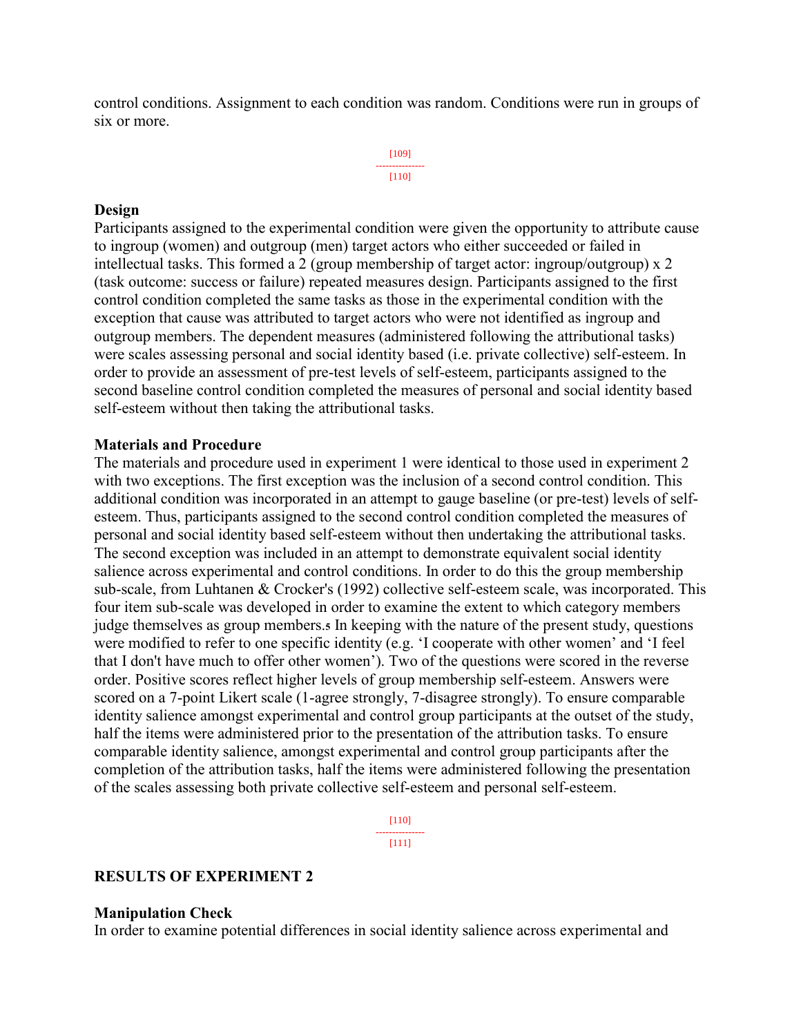control conditions. Assignment to each condition was random. Conditions were run in groups of six or more.

**Design**

Participants assigned to the experimental condition were given the opportunity to attribute cause to ingroup (women) and outgroup (men) target actors who either succeeded or failed in intellectual tasks. This formed a 2 (group membership of target actor: ingroup/outgroup) x 2 (task outcome: success or failure) repeated measures design. Participants assigned to the first control condition completed the same tasks as those in the experimental condition with the exception that cause was attributed to target actors who were not identified as ingroup and outgroup members. The dependent measures (administered following the attributional tasks) were scales assessing personal and social identity based (i.e. private collective) self-esteem. In order to provide an assessment of pre-test levels of self-esteem, participants assigned to the second baseline control condition completed the measures of personal and social identity based self-esteem without then taking the attributional tasks.

**Materials and Procedure**

The materials and procedure used in experiment 1 were identical to those used in experiment 2 with two exceptions. The first exception was the inclusion of a second control condition. This additional condition was incorporated in an attempt to gauge baseline (or pre-test) levels of self-esteem. Thus, participants assigned to the second control condition completed the measures of personal and social identity based self-esteem without then undertaking the attributional tasks. The second exception was included in an attempt to demonstrate equivalent social identity salience across experimental and control conditions. In order to do this the group membership sub-scale, from Luhtanen & Crocker's (1992) collective self-esteem scale, was incorporated. This four item sub-scale was developed in order to examine the extent to which category members judge themselves as group members.[5] In keeping with the nature of the present study, questions were modified to refer to one specific identity (e.g. 'I cooperate with other women' and 'I feel that I don't have much to offer other women'). Two of the questions were scored in the reverse order. Positive scores reflect higher levels of group membership self-esteem. Answers were scored on a 7-point Likert scale (1-agree strongly, 7-disagree strongly). To ensure comparable identity salience amongst experimental and control group participants at the outset of the study, half the items were administered prior to the presentation of the attribution tasks. To ensure comparable identity salience, amongst experimental and control group participants after the completion of the attribution tasks, half the items were administered following the presentation of the scales assessing both private collective self-esteem and personal self-esteem.

## RESULTS OF EXPERIMENT 2

**Manipulation Check**

In order to examine potential differences in social identity salience across experimental and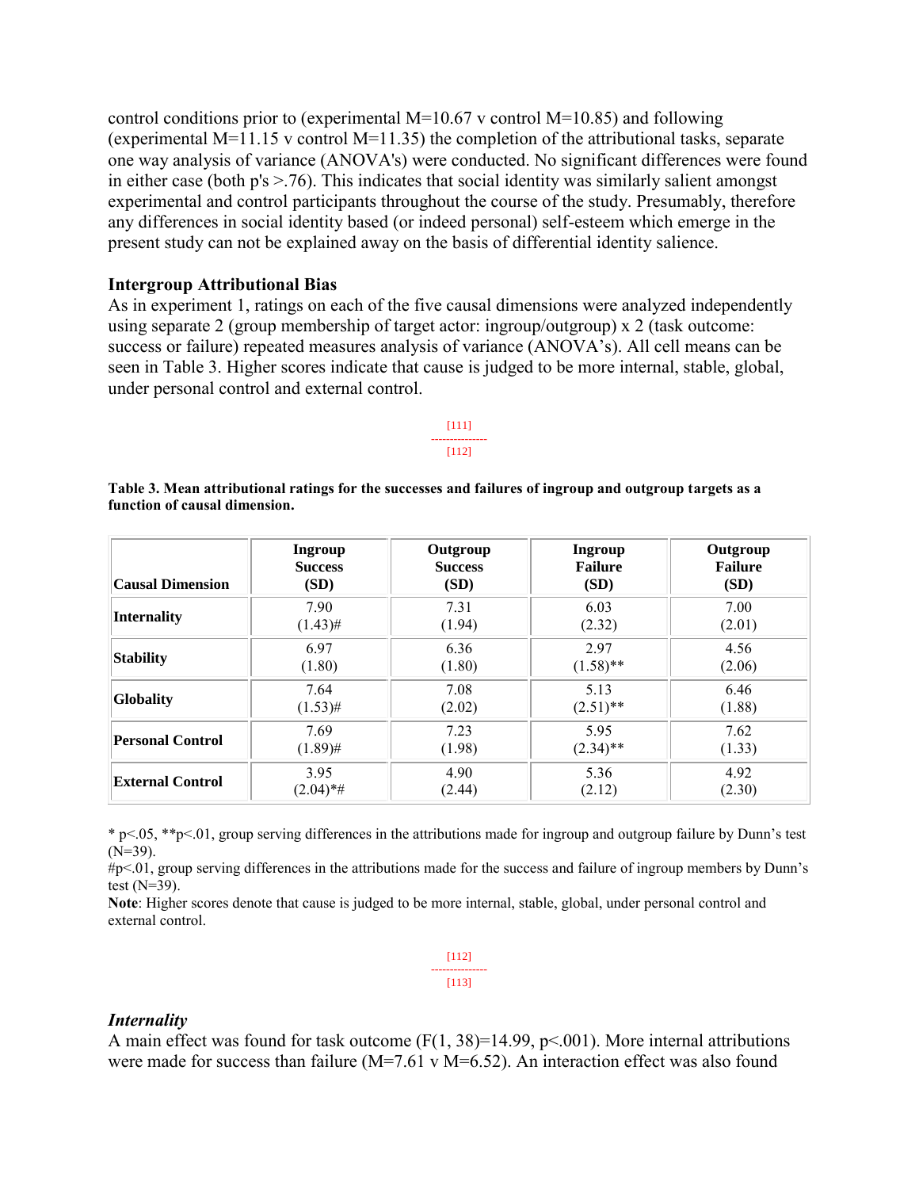control conditions prior to (experimental M=10.67 v control M=10.85) and following (experimental M=11.15 v control M=11.35) the completion of the attributional tasks, separate one way analysis of variance (ANOVA's) were conducted. No significant differences were found in either case (both p's >.76). This indicates that social identity was similarly salient amongst experimental and control participants throughout the course of the study. Presumably, therefore any differences in social identity based (or indeed personal) self-esteem which emerge in the present study can not be explained away on the basis of differential identity salience.

### Intergroup Attributional Bias

As in experiment 1, ratings on each of the five causal dimensions were analyzed independently using separate 2 (group membership of target actor: ingroup/outgroup) x 2 (task outcome: success or failure) repeated measures analysis of variance (ANOVA's). All cell means can be seen in Table 3. Higher scores indicate that cause is judged to be more internal, stable, global, under personal control and external control.

[111]
---------------
[112]

**Table 3. Mean attributional ratings for the successes and failures of ingroup and outgroup targets as a function of causal dimension.**

| Causal Dimension | Ingroup Success (SD) | Outgroup Success (SD) | Ingroup Failure (SD) | Outgroup Failure (SD) |
|---|---|---|---|---|
| **Internality** | 7.90 (1.43)# | 7.31 (1.94) | 6.03 (2.32) | 7.00 (2.01) |
| **Stability** | 6.97 (1.80) | 6.36 (1.80) | 2.97 (1.58)** | 4.56 (2.06) |
| **Globality** | 7.64 (1.53)# | 7.08 (2.02) | 5.13 (2.51)** | 6.46 (1.88) |
| **Personal Control** | 7.69 (1.89)# | 7.23 (1.98) | 5.95 (2.34)** | 7.62 (1.33) |
| **External Control** | 3.95 (2.04)*# | 4.90 (2.44) | 5.36 (2.12) | 4.92 (2.30) |

* p<.05, **p<.01, group serving differences in the attributions made for ingroup and outgroup failure by Dunn's test (N=39).
#p<.01, group serving differences in the attributions made for the success and failure of ingroup members by Dunn's test (N=39).
**Note**: Higher scores denote that cause is judged to be more internal, stable, global, under personal control and external control.

[112]
---------------
[113]

#### *Internality*

A main effect was found for task outcome ($F(1, 38)=14.99$, $p<.001$). More internal attributions were made for success than failure (M=7.61 v M=6.52). An interaction effect was also found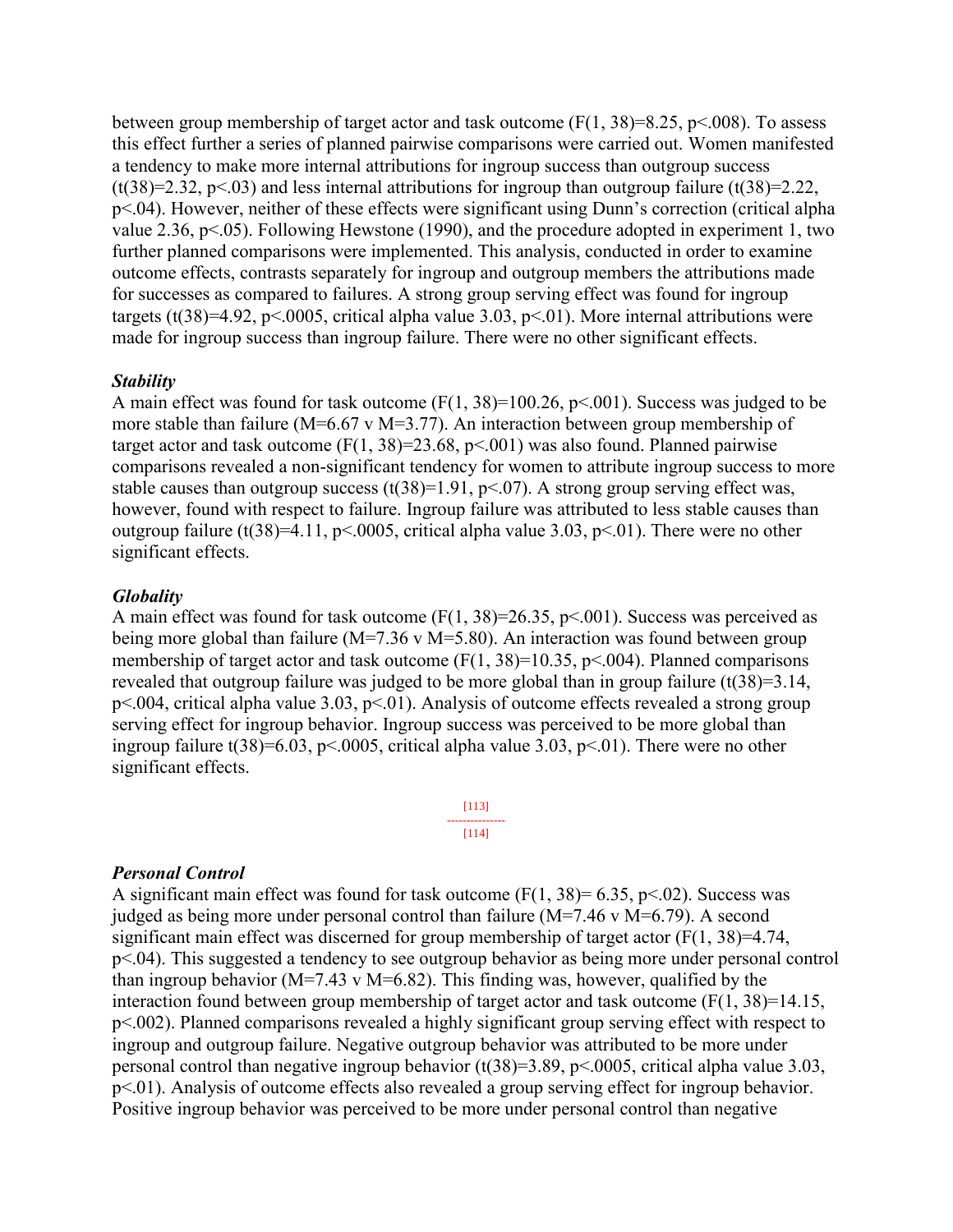between group membership of target actor and task outcome ($F(1, 38)=8.25$, $p<.008$). To assess this effect further a series of planned pairwise comparisons were carried out. Women manifested a tendency to make more internal attributions for ingroup success than outgroup success ($t(38)=2.32$, $p<.03$) and less internal attributions for ingroup than outgroup failure ($t(38)=2.22$, $p<.04$). However, neither of these effects were significant using Dunn's correction (critical alpha value 2.36, $p<.05$). Following Hewstone (1990), and the procedure adopted in experiment 1, two further planned comparisons were implemented. This analysis, conducted in order to examine outcome effects, contrasts separately for ingroup and outgroup members the attributions made for successes as compared to failures. A strong group serving effect was found for ingroup targets ($t(38)=4.92$, $p<.0005$, critical alpha value 3.03, $p<.01$). More internal attributions were made for ingroup success than ingroup failure. There were no other significant effects.

### *Stability*

A main effect was found for task outcome ($F(1, 38)=100.26$, $p<.001$). Success was judged to be more stable than failure ($M=6.67$ v $M=3.77$). An interaction between group membership of target actor and task outcome ($F(1, 38)=23.68$, $p<.001$) was also found. Planned pairwise comparisons revealed a non-significant tendency for women to attribute ingroup success to more stable causes than outgroup success ($t(38)=1.91$, $p<.07$). A strong group serving effect was, however, found with respect to failure. Ingroup failure was attributed to less stable causes than outgroup failure ($t(38)=4.11$, $p<.0005$, critical alpha value 3.03, $p<.01$). There were no other significant effects.

### *Globality*

A main effect was found for task outcome ($F(1, 38)=26.35$, $p<.001$). Success was perceived as being more global than failure ($M=7.36$ v $M=5.80$). An interaction was found between group membership of target actor and task outcome ($F(1, 38)=10.35$, $p<.004$). Planned comparisons revealed that outgroup failure was judged to be more global than in group failure ($t(38)=3.14$, $p<.004$, critical alpha value 3.03, $p<.01$). Analysis of outcome effects revealed a strong group serving effect for ingroup behavior. Ingroup success was perceived to be more global than ingroup failure $t(38)=6.03$, $p<.0005$, critical alpha value 3.03, $p<.01$). There were no other significant effects.

### *Personal Control*

A significant main effect was found for task outcome ($F(1, 38)= 6.35$, $p<.02$). Success was judged as being more under personal control than failure ($M=7.46$ v $M=6.79$). A second significant main effect was discerned for group membership of target actor ($F(1, 38)=4.74$, $p<.04$). This suggested a tendency to see outgroup behavior as being more under personal control than ingroup behavior ($M=7.43$ v $M=6.82$). This finding was, however, qualified by the interaction found between group membership of target actor and task outcome ($F(1, 38)=14.15$, $p<.002$). Planned comparisons revealed a highly significant group serving effect with respect to ingroup and outgroup failure. Negative outgroup behavior was attributed to be more under personal control than negative ingroup behavior ($t(38)=3.89$, $p<.0005$, critical alpha value 3.03, $p<.01$). Analysis of outcome effects also revealed a group serving effect for ingroup behavior. Positive ingroup behavior was perceived to be more under personal control than negative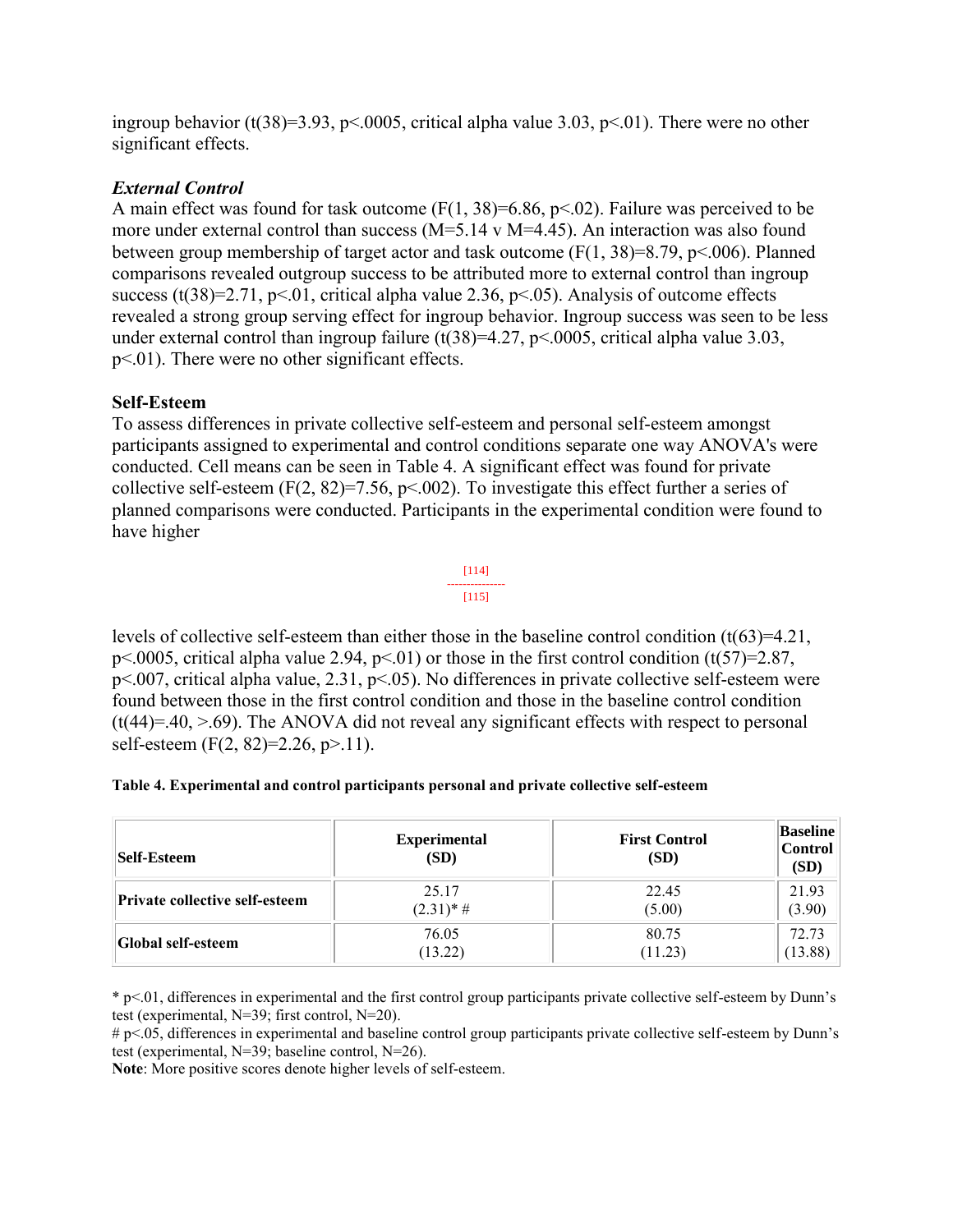ingroup behavior ($t(38)=3.93$, $p<.0005$, critical alpha value 3.03, $p<.01$). There were no other significant effects.

***External Control***

A main effect was found for task outcome ($F(1, 38)=6.86$, $p<.02$). Failure was perceived to be more under external control than success (M=5.14 v M=4.45). An interaction was also found between group membership of target actor and task outcome ($F(1, 38)=8.79$, $p<.006$). Planned comparisons revealed outgroup success to be attributed more to external control than ingroup success ($t(38)=2.71$, $p<.01$, critical alpha value 2.36, $p<.05$). Analysis of outcome effects revealed a strong group serving effect for ingroup behavior. Ingroup success was seen to be less under external control than ingroup failure ($t(38)=4.27$, $p<.0005$, critical alpha value 3.03, $p<.01$). There were no other significant effects.

**Self-Esteem**

To assess differences in private collective self-esteem and personal self-esteem amongst participants assigned to experimental and control conditions separate one way ANOVA's were conducted. Cell means can be seen in Table 4. A significant effect was found for private collective self-esteem ($F(2, 82)=7.56$, $p<.002$). To investigate this effect further a series of planned comparisons were conducted. Participants in the experimental condition were found to have higher levels of collective self-esteem than either those in the baseline control condition ($t(63)=4.21$, $p<.0005$, critical alpha value 2.94, $p<.01$) or those in the first control condition ($t(57)=2.87$, $p<.007$, critical alpha value, 2.31, $p<.05$). No differences in private collective self-esteem were found between those in the first control condition and those in the baseline control condition ($t(44)=.40$, $>.69$). The ANOVA did not reveal any significant effects with respect to personal self-esteem ($F(2, 82)=2.26$, $p>.11$).

**Table 4. Experimental and control participants personal and private collective self-esteem**

| Self-Esteem | Experimental (SD) | First Control (SD) | Baseline Control (SD) |
|---|---|---|---|
| **Private collective self-esteem** | 25.17 (2.31)* # | 22.45 (5.00) | 21.93 (3.90) |
| **Global self-esteem** | 76.05 (13.22) | 80.75 (11.23) | 72.73 (13.88) |

* $p<.01$, differences in experimental and the first control group participants private collective self-esteem by Dunn's test (experimental, N=39; first control, N=20).
# $p<.05$, differences in experimental and baseline control group participants private collective self-esteem by Dunn's test (experimental, N=39; baseline control, N=26).
**Note**: More positive scores denote higher levels of self-esteem.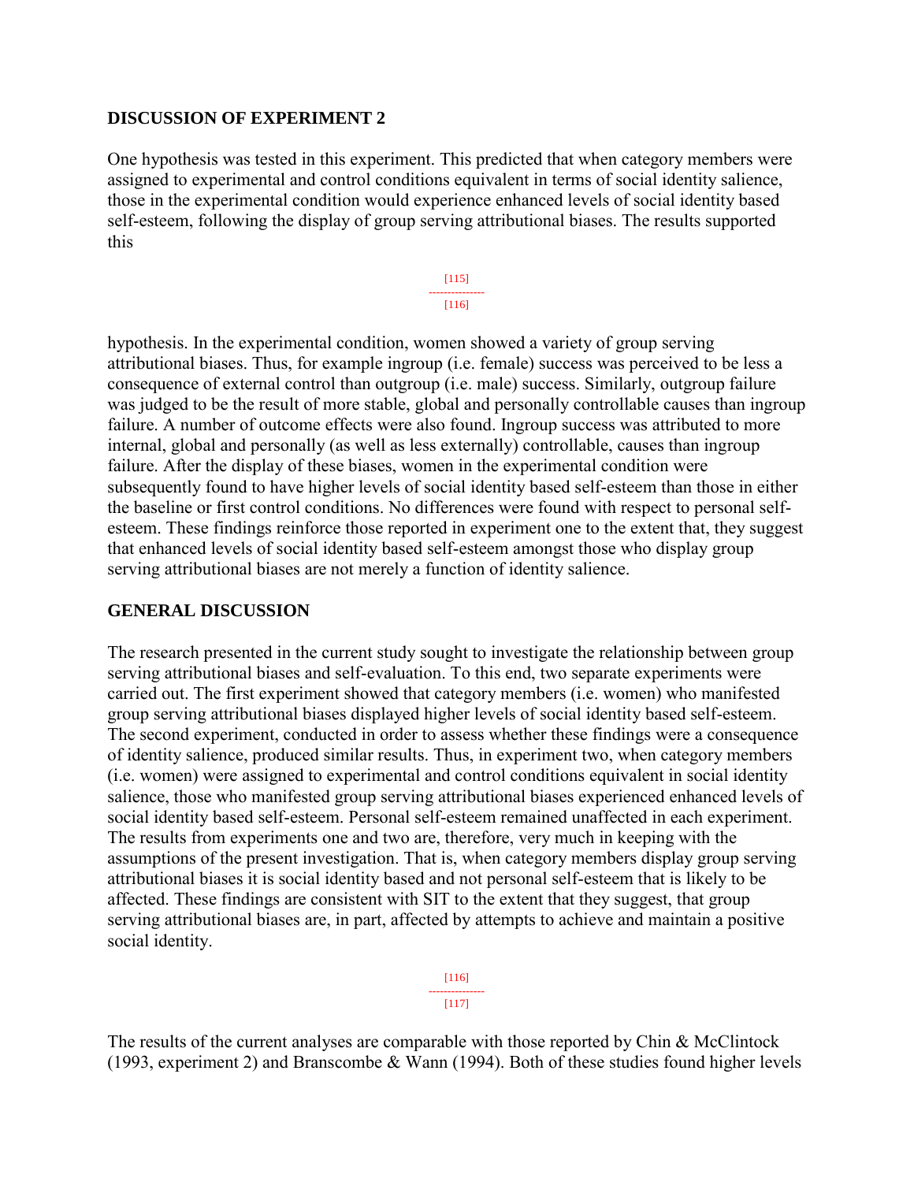## DISCUSSION OF EXPERIMENT 2

One hypothesis was tested in this experiment. This predicted that when category members were assigned to experimental and control conditions equivalent in terms of social identity salience, those in the experimental condition would experience enhanced levels of social identity based self-esteem, following the display of group serving attributional biases. The results supported this hypothesis. In the experimental condition, women showed a variety of group serving attributional biases. Thus, for example ingroup (i.e. female) success was perceived to be less a consequence of external control than outgroup (i.e. male) success. Similarly, outgroup failure was judged to be the result of more stable, global and personally controllable causes than ingroup failure. A number of outcome effects were also found. Ingroup success was attributed to more internal, global and personally (as well as less externally) controllable, causes than ingroup failure. After the display of these biases, women in the experimental condition were subsequently found to have higher levels of social identity based self-esteem than those in either the baseline or first control conditions. No differences were found with respect to personal self-esteem. These findings reinforce those reported in experiment one to the extent that, they suggest that enhanced levels of social identity based self-esteem amongst those who display group serving attributional biases are not merely a function of identity salience.

## GENERAL DISCUSSION

The research presented in the current study sought to investigate the relationship between group serving attributional biases and self-evaluation. To this end, two separate experiments were carried out. The first experiment showed that category members (i.e. women) who manifested group serving attributional biases displayed higher levels of social identity based self-esteem. The second experiment, conducted in order to assess whether these findings were a consequence of identity salience, produced similar results. Thus, in experiment two, when category members (i.e. women) were assigned to experimental and control conditions equivalent in social identity salience, those who manifested group serving attributional biases experienced enhanced levels of social identity based self-esteem. Personal self-esteem remained unaffected in each experiment. The results from experiments one and two are, therefore, very much in keeping with the assumptions of the present investigation. That is, when category members display group serving attributional biases it is social identity based and not personal self-esteem that is likely to be affected. These findings are consistent with SIT to the extent that they suggest, that group serving attributional biases are, in part, affected by attempts to achieve and maintain a positive social identity.

The results of the current analyses are comparable with those reported by Chin & McClintock (1993, experiment 2) and Branscombe & Wann (1994). Both of these studies found higher levels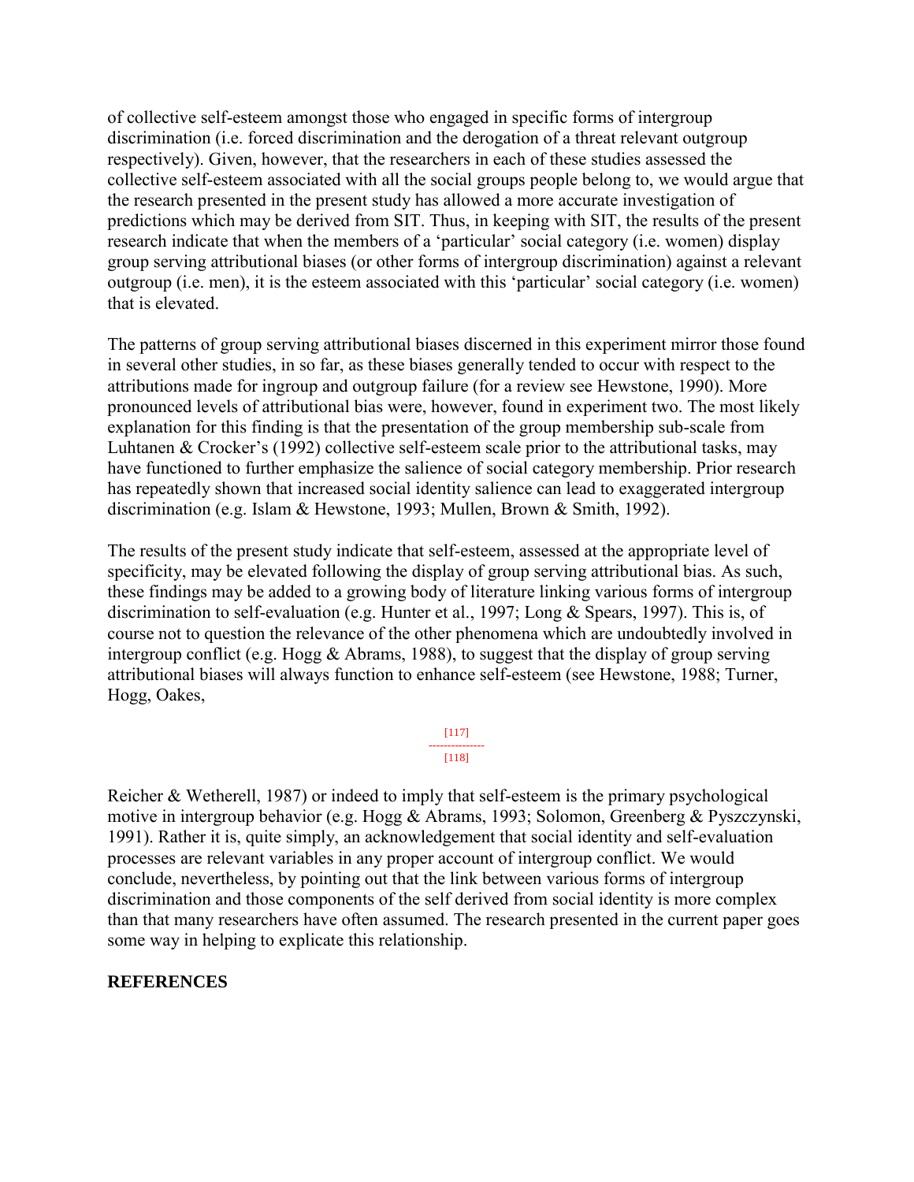of collective self-esteem amongst those who engaged in specific forms of intergroup discrimination (i.e. forced discrimination and the derogation of a threat relevant outgroup respectively). Given, however, that the researchers in each of these studies assessed the collective self-esteem associated with all the social groups people belong to, we would argue that the research presented in the present study has allowed a more accurate investigation of predictions which may be derived from SIT. Thus, in keeping with SIT, the results of the present research indicate that when the members of a 'particular' social category (i.e. women) display group serving attributional biases (or other forms of intergroup discrimination) against a relevant outgroup (i.e. men), it is the esteem associated with this 'particular' social category (i.e. women) that is elevated.

The patterns of group serving attributional biases discerned in this experiment mirror those found in several other studies, in so far, as these biases generally tended to occur with respect to the attributions made for ingroup and outgroup failure (for a review see Hewstone, 1990). More pronounced levels of attributional bias were, however, found in experiment two. The most likely explanation for this finding is that the presentation of the group membership sub-scale from Luhtanen & Crocker's (1992) collective self-esteem scale prior to the attributional tasks, may have functioned to further emphasize the salience of social category membership. Prior research has repeatedly shown that increased social identity salience can lead to exaggerated intergroup discrimination (e.g. Islam & Hewstone, 1993; Mullen, Brown & Smith, 1992).

The results of the present study indicate that self-esteem, assessed at the appropriate level of specificity, may be elevated following the display of group serving attributional bias. As such, these findings may be added to a growing body of literature linking various forms of intergroup discrimination to self-evaluation (e.g. Hunter et al., 1997; Long & Spears, 1997). This is, of course not to question the relevance of the other phenomena which are undoubtedly involved in intergroup conflict (e.g. Hogg & Abrams, 1988), to suggest that the display of group serving attributional biases will always function to enhance self-esteem (see Hewstone, 1988; Turner, Hogg, Oakes, Reicher & Wetherell, 1987) or indeed to imply that self-esteem is the primary psychological motive in intergroup behavior (e.g. Hogg & Abrams, 1993; Solomon, Greenberg & Pyszczynski, 1991). Rather it is, quite simply, an acknowledgement that social identity and self-evaluation processes are relevant variables in any proper account of intergroup conflict. We would conclude, nevertheless, by pointing out that the link between various forms of intergroup discrimination and those components of the self derived from social identity is more complex than that many researchers have often assumed. The research presented in the current paper goes some way in helping to explicate this relationship.

## REFERENCES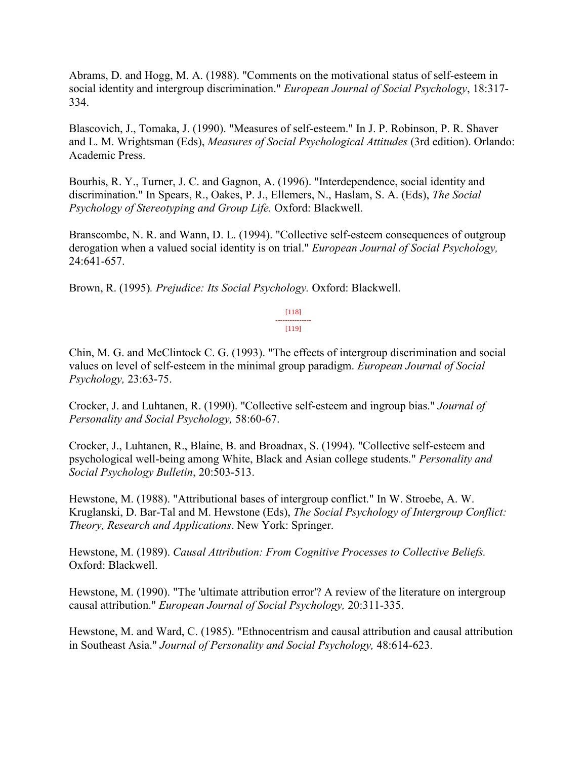Abrams, D. and Hogg, M. A. (1988). "Comments on the motivational status of self-esteem in social identity and intergroup discrimination." *European Journal of Social Psychology*, 18:317-334.

Blascovich, J., Tomaka, J. (1990). "Measures of self-esteem." In J. P. Robinson, P. R. Shaver and L. M. Wrightsman (Eds), *Measures of Social Psychological Attitudes* (3rd edition). Orlando: Academic Press.

Bourhis, R. Y., Turner, J. C. and Gagnon, A. (1996). "Interdependence, social identity and discrimination." In Spears, R., Oakes, P. J., Ellemers, N., Haslam, S. A. (Eds), *The Social Psychology of Stereotyping and Group Life.* Oxford: Blackwell.

Branscombe, N. R. and Wann, D. L. (1994). "Collective self-esteem consequences of outgroup derogation when a valued social identity is on trial." *European Journal of Social Psychology,* 24:641-657.

Brown, R. (1995)*. Prejudice: Its Social Psychology.* Oxford: Blackwell.

[118]

[119]

Chin, M. G. and McClintock C. G. (1993). "The effects of intergroup discrimination and social values on level of self-esteem in the minimal group paradigm. *European Journal of Social Psychology,* 23:63-75.

Crocker, J. and Luhtanen, R. (1990). "Collective self-esteem and ingroup bias." *Journal of Personality and Social Psychology,* 58:60-67.

Crocker, J., Luhtanen, R., Blaine, B. and Broadnax, S. (1994). "Collective self-esteem and psychological well-being among White, Black and Asian college students." *Personality and Social Psychology Bulletin*, 20:503-513.

Hewstone, M. (1988). "Attributional bases of intergroup conflict." In W. Stroebe, A. W. Kruglanski, D. Bar-Tal and M. Hewstone (Eds), *The Social Psychology of Intergroup Conflict: Theory, Research and Applications*. New York: Springer.

Hewstone, M. (1989). *Causal Attribution: From Cognitive Processes to Collective Beliefs.* Oxford: Blackwell.

Hewstone, M. (1990). "The 'ultimate attribution error'? A review of the literature on intergroup causal attribution." *European Journal of Social Psychology,* 20:311-335.

Hewstone, M. and Ward, C. (1985). "Ethnocentrism and causal attribution and causal attribution in Southeast Asia." *Journal of Personality and Social Psychology,* 48:614-623.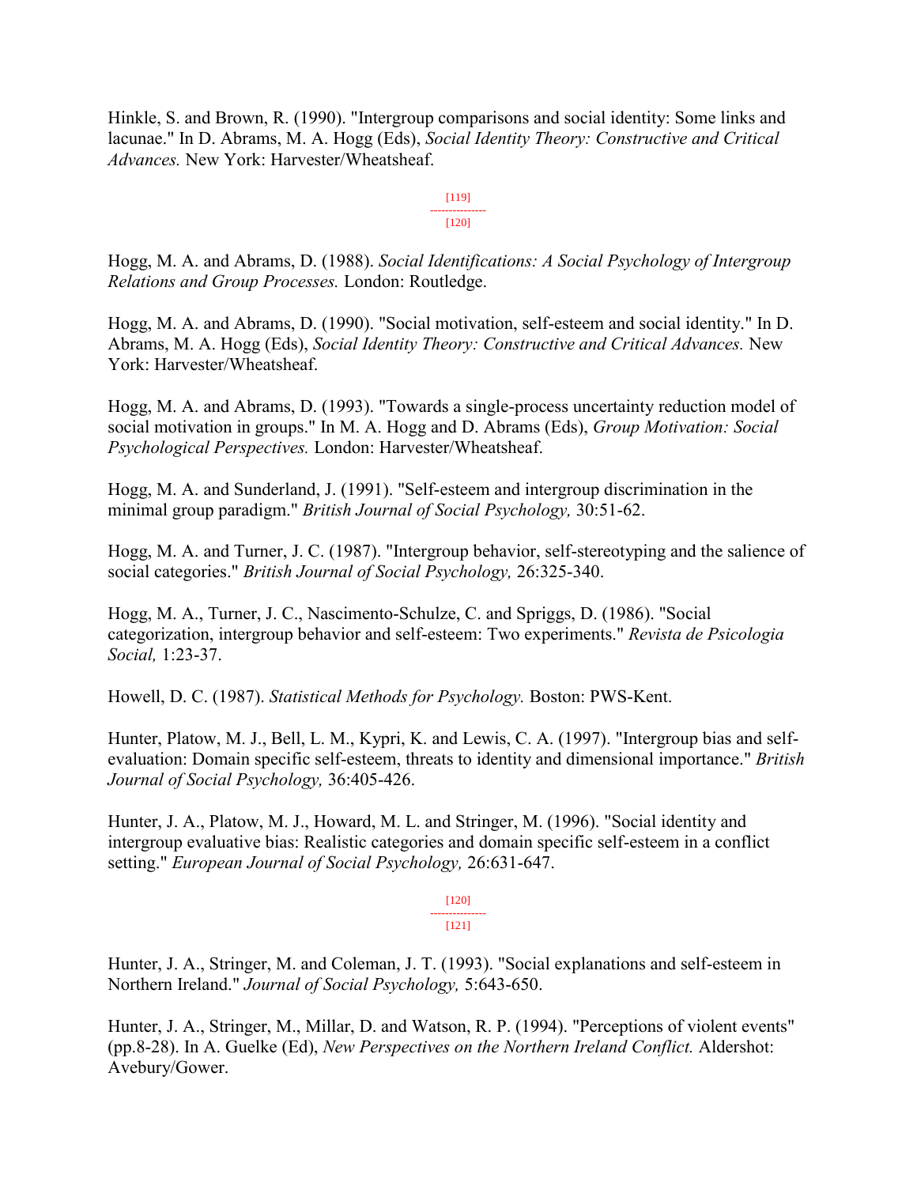Hinkle, S. and Brown, R. (1990). "Intergroup comparisons and social identity: Some links and lacunae." In D. Abrams, M. A. Hogg (Eds), *Social Identity Theory: Constructive and Critical Advances.* New York: Harvester/Wheatsheaf.

Hogg, M. A. and Abrams, D. (1988). *Social Identifications: A Social Psychology of Intergroup Relations and Group Processes.* London: Routledge.

Hogg, M. A. and Abrams, D. (1990). "Social motivation, self-esteem and social identity." In D. Abrams, M. A. Hogg (Eds), *Social Identity Theory: Constructive and Critical Advances.* New York: Harvester/Wheatsheaf.

Hogg, M. A. and Abrams, D. (1993). "Towards a single-process uncertainty reduction model of social motivation in groups." In M. A. Hogg and D. Abrams (Eds), *Group Motivation: Social Psychological Perspectives.* London: Harvester/Wheatsheaf.

Hogg, M. A. and Sunderland, J. (1991). "Self-esteem and intergroup discrimination in the minimal group paradigm." *British Journal of Social Psychology,* 30:51-62.

Hogg, M. A. and Turner, J. C. (1987). "Intergroup behavior, self-stereotyping and the salience of social categories." *British Journal of Social Psychology,* 26:325-340.

Hogg, M. A., Turner, J. C., Nascimento-Schulze, C. and Spriggs, D. (1986). "Social categorization, intergroup behavior and self-esteem: Two experiments." *Revista de Psicologia Social,* 1:23-37.

Howell, D. C. (1987). *Statistical Methods for Psychology.* Boston: PWS-Kent.

Hunter, Platow, M. J., Bell, L. M., Kypri, K. and Lewis, C. A. (1997). "Intergroup bias and self-evaluation: Domain specific self-esteem, threats to identity and dimensional importance." *British Journal of Social Psychology,* 36:405-426.

Hunter, J. A., Platow, M. J., Howard, M. L. and Stringer, M. (1996). "Social identity and intergroup evaluative bias: Realistic categories and domain specific self-esteem in a conflict setting." *European Journal of Social Psychology,* 26:631-647.

Hunter, J. A., Stringer, M. and Coleman, J. T. (1993). "Social explanations and self-esteem in Northern Ireland." *Journal of Social Psychology,* 5:643-650.

Hunter, J. A., Stringer, M., Millar, D. and Watson, R. P. (1994). "Perceptions of violent events" (pp.8-28). In A. Guelke (Ed), *New Perspectives on the Northern Ireland Conflict.* Aldershot: Avebury/Gower.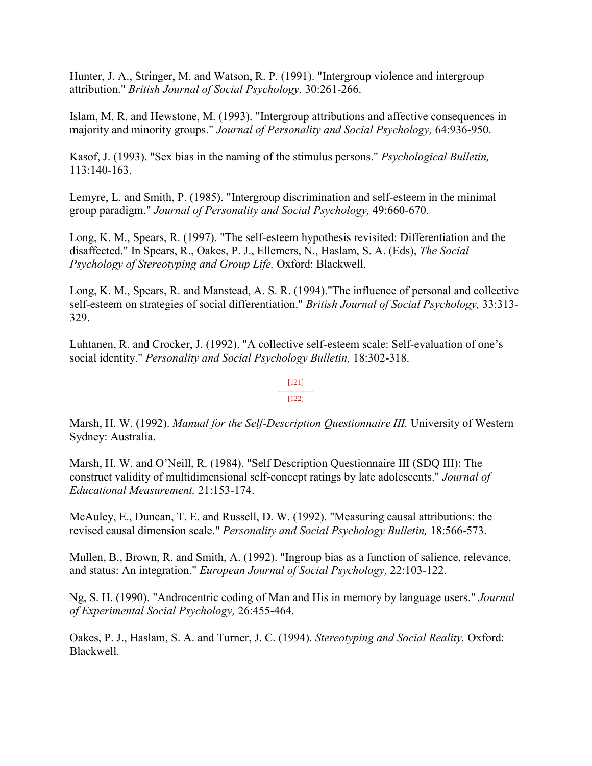Hunter, J. A., Stringer, M. and Watson, R. P. (1991). "Intergroup violence and intergroup attribution." *British Journal of Social Psychology,* 30:261-266.

Islam, M. R. and Hewstone, M. (1993). "Intergroup attributions and affective consequences in majority and minority groups." *Journal of Personality and Social Psychology,* 64:936-950.

Kasof, J. (1993). "Sex bias in the naming of the stimulus persons." *Psychological Bulletin,* 113:140-163.

Lemyre, L. and Smith, P. (1985). "Intergroup discrimination and self-esteem in the minimal group paradigm." *Journal of Personality and Social Psychology,* 49:660-670.

Long, K. M., Spears, R. (1997). "The self-esteem hypothesis revisited: Differentiation and the disaffected." In Spears, R., Oakes, P. J., Ellemers, N., Haslam, S. A. (Eds), *The Social Psychology of Stereotyping and Group Life.* Oxford: Blackwell.

Long, K. M., Spears, R. and Manstead, A. S. R. (1994)."The influence of personal and collective self-esteem on strategies of social differentiation." *British Journal of Social Psychology,* 33:313-329.

Luhtanen, R. and Crocker, J. (1992). "A collective self-esteem scale: Self-evaluation of one's social identity." *Personality and Social Psychology Bulletin,* 18:302-318.

Marsh, H. W. (1992). *Manual for the Self-Description Questionnaire III.* University of Western Sydney: Australia.

Marsh, H. W. and O'Neill, R. (1984). "Self Description Questionnaire III (SDQ III): The construct validity of multidimensional self-concept ratings by late adolescents." *Journal of Educational Measurement,* 21:153-174.

McAuley, E., Duncan, T. E. and Russell, D. W. (1992). "Measuring causal attributions: the revised causal dimension scale." *Personality and Social Psychology Bulletin,* 18:566-573.

Mullen, B., Brown, R. and Smith, A. (1992). "Ingroup bias as a function of salience, relevance, and status: An integration." *European Journal of Social Psychology,* 22:103-122.

Ng, S. H. (1990). "Androcentric coding of Man and His in memory by language users." *Journal of Experimental Social Psychology,* 26:455-464.

Oakes, P. J., Haslam, S. A. and Turner, J. C. (1994). *Stereotyping and Social Reality.* Oxford: Blackwell.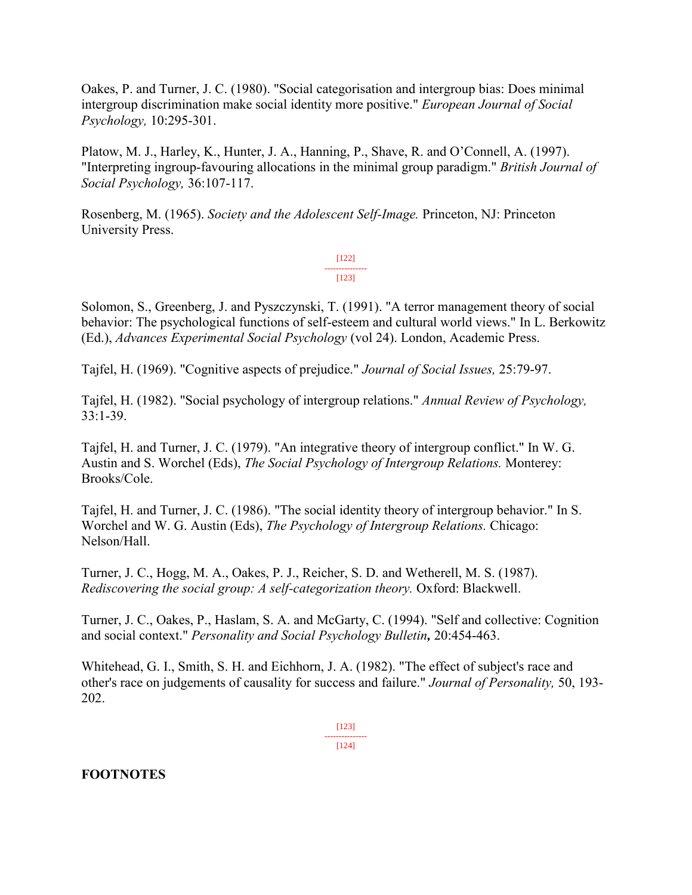Oakes, P. and Turner, J. C. (1980). "Social categorisation and intergroup bias: Does minimal intergroup discrimination make social identity more positive." *European Journal of Social Psychology,* 10:295-301.

Platow, M. J., Harley, K., Hunter, J. A., Hanning, P., Shave, R. and O'Connell, A. (1997). "Interpreting ingroup-favouring allocations in the minimal group paradigm." *British Journal of Social Psychology,* 36:107-117.

Rosenberg, M. (1965). *Society and the Adolescent Self-Image.* Princeton, NJ: Princeton University Press.

Solomon, S., Greenberg, J. and Pyszczynski, T. (1991). "A terror management theory of social behavior: The psychological functions of self-esteem and cultural world views." In L. Berkowitz (Ed.), *Advances Experimental Social Psychology* (vol 24). London, Academic Press.

Tajfel, H. (1969). "Cognitive aspects of prejudice." *Journal of Social Issues,* 25:79-97.

Tajfel, H. (1982). "Social psychology of intergroup relations." *Annual Review of Psychology,* 33:1-39.

Tajfel, H. and Turner, J. C. (1979). "An integrative theory of intergroup conflict." In W. G. Austin and S. Worchel (Eds), *The Social Psychology of Intergroup Relations.* Monterey: Brooks/Cole.

Tajfel, H. and Turner, J. C. (1986). "The social identity theory of intergroup behavior." In S. Worchel and W. G. Austin (Eds), *The Psychology of Intergroup Relations.* Chicago: Nelson/Hall.

Turner, J. C., Hogg, M. A., Oakes, P. J., Reicher, S. D. and Wetherell, M. S. (1987). *Rediscovering the social group: A self-categorization theory.* Oxford: Blackwell.

Turner, J. C., Oakes, P., Haslam, S. A. and McGarty, C. (1994). "Self and collective: Cognition and social context." *Personality and Social Psychology Bulletin***,** 20:454-463.

Whitehead, G. I., Smith, S. H. and Eichhorn, J. A. (1982). "The effect of subject's race and other's race on judgements of causality for success and failure." *Journal of Personality,* 50, 193-202.

**FOOTNOTES**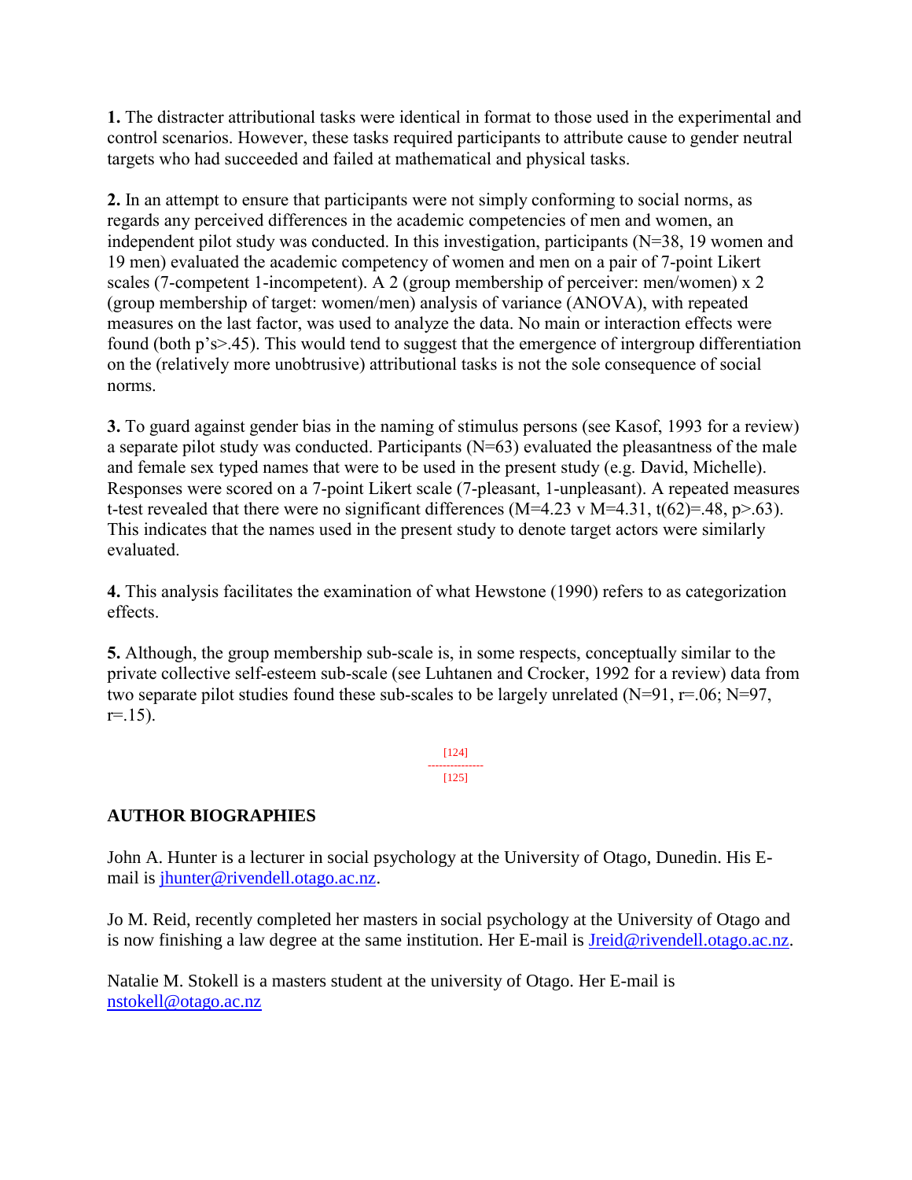**1.** The distracter attributional tasks were identical in format to those used in the experimental and control scenarios. However, these tasks required participants to attribute cause to gender neutral targets who had succeeded and failed at mathematical and physical tasks.

**2.** In an attempt to ensure that participants were not simply conforming to social norms, as regards any perceived differences in the academic competencies of men and women, an independent pilot study was conducted. In this investigation, participants ($N=38$, 19 women and 19 men) evaluated the academic competency of women and men on a pair of 7-point Likert scales (7-competent 1-incompetent). A 2 (group membership of perceiver: men/women) x 2 (group membership of target: women/men) analysis of variance (ANOVA), with repeated measures on the last factor, was used to analyze the data. No main or interaction effects were found (both p's$>.45$). This would tend to suggest that the emergence of intergroup differentiation on the (relatively more unobtrusive) attributional tasks is not the sole consequence of social norms.

**3.** To guard against gender bias in the naming of stimulus persons (see Kasof, 1993 for a review) a separate pilot study was conducted. Participants ($N=63$) evaluated the pleasantness of the male and female sex typed names that were to be used in the present study (e.g. David, Michelle). Responses were scored on a 7-point Likert scale (7-pleasant, 1-unpleasant). A repeated measures t-test revealed that there were no significant differences ($M=4.23$ v $M=4.31$, $t(62)=.48$, $p>.63$). This indicates that the names used in the present study to denote target actors were similarly evaluated.

**4.** This analysis facilitates the examination of what Hewstone (1990) refers to as categorization effects.

**5.** Although, the group membership sub-scale is, in some respects, conceptually similar to the private collective self-esteem sub-scale (see Luhtanen and Crocker, 1992 for a review) data from two separate pilot studies found these sub-scales to be largely unrelated ($N=91$, $r=.06$; $N=97$, $r=.15$).

[124]
---------------
[125]

## AUTHOR BIOGRAPHIES

John A. Hunter is a lecturer in social psychology at the University of Otago, Dunedin. His E-mail is jhunter@rivendell.otago.ac.nz.

Jo M. Reid, recently completed her masters in social psychology at the University of Otago and is now finishing a law degree at the same institution. Her E-mail is Jreid@rivendell.otago.ac.nz.

Natalie M. Stokell is a masters student at the university of Otago. Her E-mail is nstokell@otago.ac.nz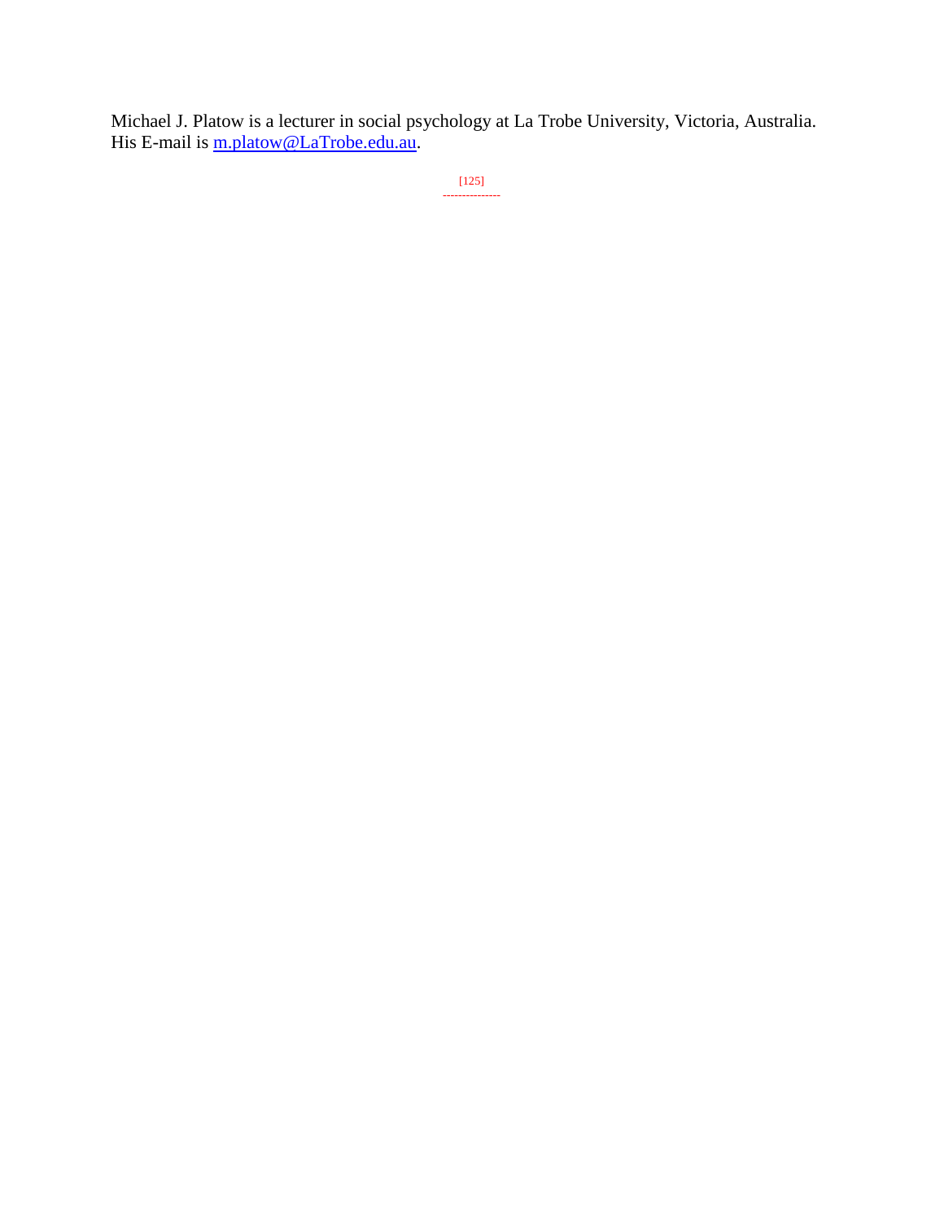Michael J. Platow is a lecturer in social psychology at La Trobe University, Victoria, Australia. His E-mail is m.platow@LaTrobe.edu.au.

[125]